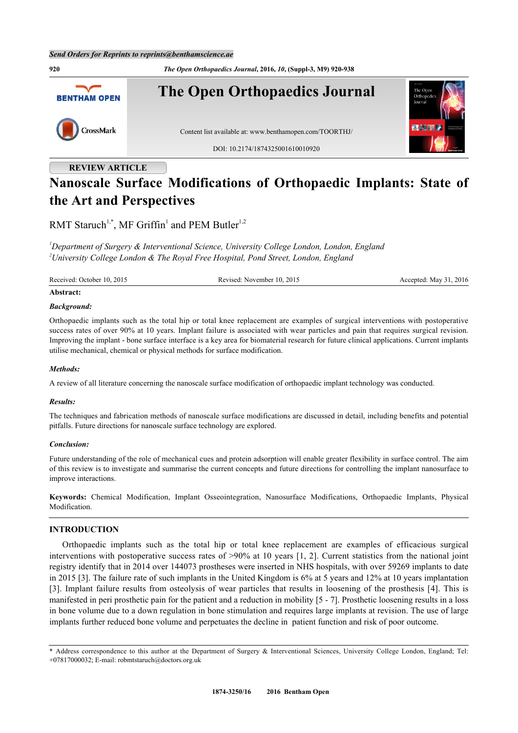Send Orders for Reprints to reprints@benthamscience.ae

REVIEW ARTICLE

# Nanoscale Surface Modifications of Orthopaedic Implants: State of the Art and Perspectives

RMT Staruch[1,*], MF Griffin[1] and PEM Butler[1,2]

[1]*Department of Surgery & Interventional Science, University College London, London, England*
[2]*University College London & The Royal Free Hospital, Pond Street, London, England*

Received: October 10, 2015 | Revised: November 10, 2015 | Accepted: May 31, 2016

**Abstract:**

***Background:***

Orthopaedic implants such as the total hip or total knee replacement are examples of surgical interventions with postoperative success rates of over 90% at 10 years. Implant failure is associated with wear particles and pain that requires surgical revision. Improving the implant - bone surface interface is a key area for biomaterial research for future clinical applications. Current implants utilise mechanical, chemical or physical methods for surface modification.

***Methods:***

A review of all literature concerning the nanoscale surface modification of orthopaedic implant technology was conducted.

***Results:***

The techniques and fabrication methods of nanoscale surface modifications are discussed in detail, including benefits and potential pitfalls. Future directions for nanoscale surface technology are explored.

***Conclusion:***

Future understanding of the role of mechanical cues and protein adsorption will enable greater flexibility in surface control. The aim of this review is to investigate and summarise the current concepts and future directions for controlling the implant nanosurface to improve interactions.

**Keywords:** Chemical Modification, Implant Osseointegration, Nanosurface Modifications, Orthopaedic Implants, Physical Modification.

## INTRODUCTION

Orthopaedic implants such as the total hip or total knee replacement are examples of efficacious surgical interventions with postoperative success rates of >90% at 10 years [1, 2]. Current statistics from the national joint registry identify that in 2014 over 144073 prostheses were inserted in NHS hospitals, with over 59269 implants to date in 2015 [3]. The failure rate of such implants in the United Kingdom is 6% at 5 years and 12% at 10 years implantation [3]. Implant failure results from osteolysis of wear particles that results in loosening of the prosthesis [4]. This is manifested in peri prosthetic pain for the patient and a reduction in mobility [5 - 7]. Prosthetic loosening results in a loss in bone volume due to a down regulation in bone stimulation and requires large implants at revision. The use of large implants further reduced bone volume and perpetuates the decline in patient function and risk of poor outcome.

\* Address correspondence to this author at the Department of Surgery & Interventional Sciences, University College London, England; Tel: +07817000032; E-mail: robmtstaruch@doctors.org.uk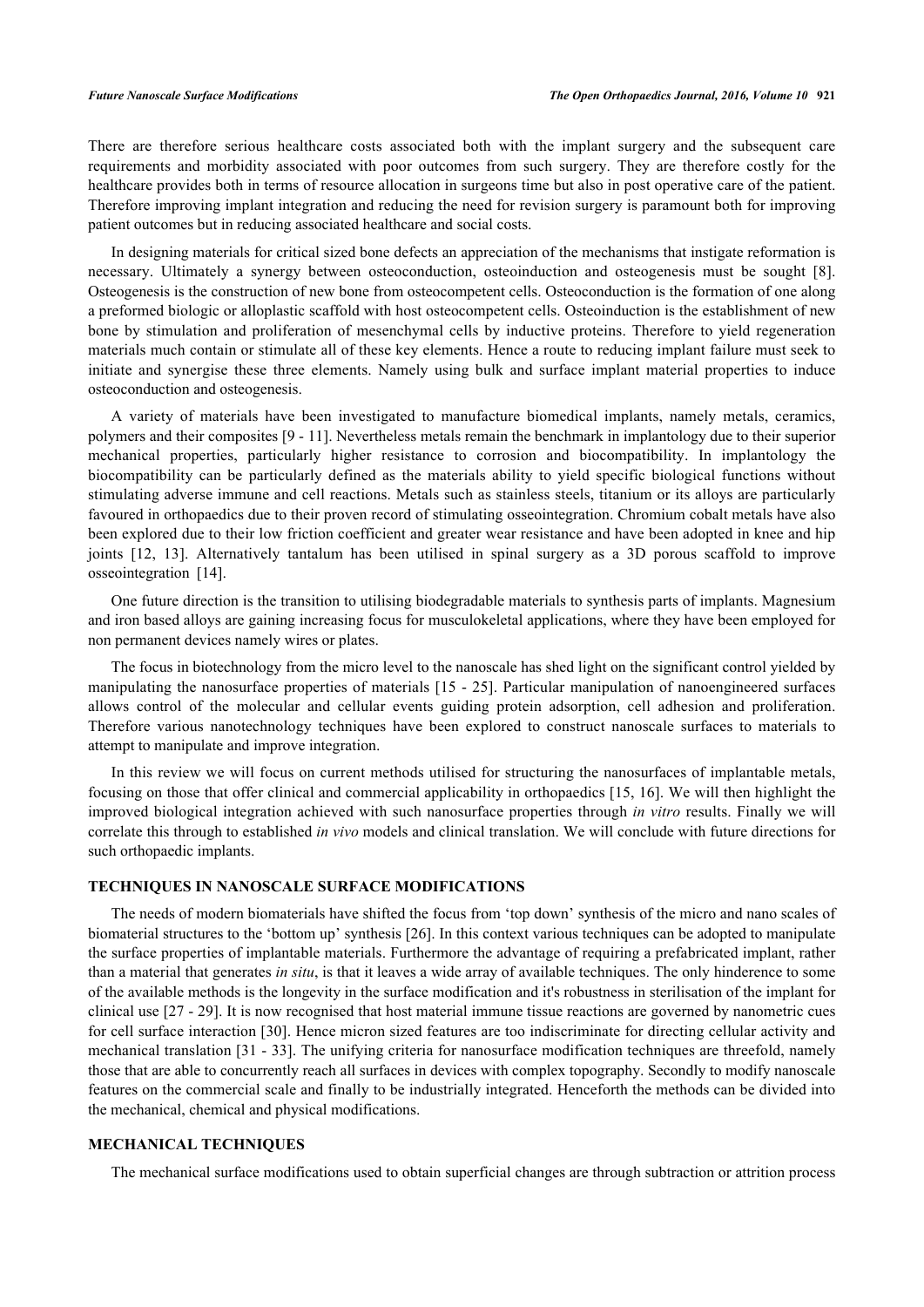There are therefore serious healthcare costs associated both with the implant surgery and the subsequent care requirements and morbidity associated with poor outcomes from such surgery. They are therefore costly for the healthcare provides both in terms of resource allocation in surgeons time but also in post operative care of the patient. Therefore improving implant integration and reducing the need for revision surgery is paramount both for improving patient outcomes but in reducing associated healthcare and social costs.

In designing materials for critical sized bone defects an appreciation of the mechanisms that instigate reformation is necessary. Ultimately a synergy between osteoconduction, osteoinduction and osteogenesis must be sought [8]. Osteogenesis is the construction of new bone from osteocompetent cells. Osteoconduction is the formation of one along a preformed biologic or alloplastic scaffold with host osteocompetent cells. Osteoinduction is the establishment of new bone by stimulation and proliferation of mesenchymal cells by inductive proteins. Therefore to yield regeneration materials much contain or stimulate all of these key elements. Hence a route to reducing implant failure must seek to initiate and synergise these three elements. Namely using bulk and surface implant material properties to induce osteoconduction and osteogenesis.

A variety of materials have been investigated to manufacture biomedical implants, namely metals, ceramics, polymers and their composites [9 - 11]. Nevertheless metals remain the benchmark in implantology due to their superior mechanical properties, particularly higher resistance to corrosion and biocompatibility. In implantology the biocompatibility can be particularly defined as the materials ability to yield specific biological functions without stimulating adverse immune and cell reactions. Metals such as stainless steels, titanium or its alloys are particularly favoured in orthopaedics due to their proven record of stimulating osseointegration. Chromium cobalt metals have also been explored due to their low friction coefficient and greater wear resistance and have been adopted in knee and hip joints [12, 13]. Alternatively tantalum has been utilised in spinal surgery as a 3D porous scaffold to improve osseointegration [14].

One future direction is the transition to utilising biodegradable materials to synthesis parts of implants. Magnesium and iron based alloys are gaining increasing focus for musculokeletal applications, where they have been employed for non permanent devices namely wires or plates.

The focus in biotechnology from the micro level to the nanoscale has shed light on the significant control yielded by manipulating the nanosurface properties of materials [15 - 25]. Particular manipulation of nanoengineered surfaces allows control of the molecular and cellular events guiding protein adsorption, cell adhesion and proliferation. Therefore various nanotechnology techniques have been explored to construct nanoscale surfaces to materials to attempt to manipulate and improve integration.

In this review we will focus on current methods utilised for structuring the nanosurfaces of implantable metals, focusing on those that offer clinical and commercial applicability in orthopaedics [15, 16]. We will then highlight the improved biological integration achieved with such nanosurface properties through *in vitro* results. Finally we will correlate this through to established *in vivo* models and clinical translation. We will conclude with future directions for such orthopaedic implants.

## TECHNIQUES IN NANOSCALE SURFACE MODIFICATIONS

The needs of modern biomaterials have shifted the focus from 'top down' synthesis of the micro and nano scales of biomaterial structures to the 'bottom up' synthesis [26]. In this context various techniques can be adopted to manipulate the surface properties of implantable materials. Furthermore the advantage of requiring a prefabricated implant, rather than a material that generates *in situ*, is that it leaves a wide array of available techniques. The only hinderence to some of the available methods is the longevity in the surface modification and it's robustness in sterilisation of the implant for clinical use [27 - 29]. It is now recognised that host material immune tissue reactions are governed by nanometric cues for cell surface interaction [30]. Hence micron sized features are too indiscriminate for directing cellular activity and mechanical translation [31 - 33]. The unifying criteria for nanosurface modification techniques are threefold, namely those that are able to concurrently reach all surfaces in devices with complex topography. Secondly to modify nanoscale features on the commercial scale and finally to be industrially integrated. Henceforth the methods can be divided into the mechanical, chemical and physical modifications.

## MECHANICAL TECHNIQUES

The mechanical surface modifications used to obtain superficial changes are through subtraction or attrition process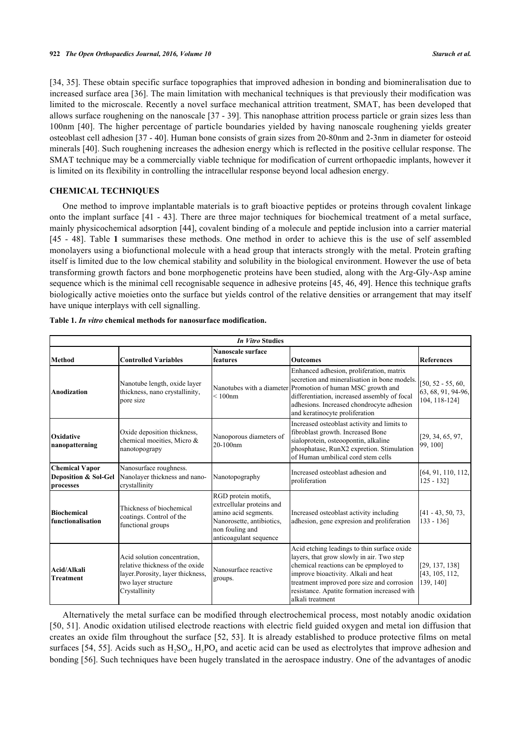[34, 35]. These obtain specific surface topographies that improved adhesion in bonding and biomineralisation due to increased surface area [36]. The main limitation with mechanical techniques is that previously their modification was limited to the microscale. Recently a novel surface mechanical attrition treatment, SMAT, has been developed that allows surface roughening on the nanoscale [37 - 39]. This nanophase attrition process particle or grain sizes less than 100nm [40]. The higher percentage of particle boundaries yielded by having nanoscale roughening yields greater osteoblast cell adhesion [37 - 40]. Human bone consists of grain sizes from 20-80nm and 2-3nm in diameter for osteoid minerals [40]. Such roughening increases the adhesion energy which is reflected in the positive cellular response. The SMAT technique may be a commercially viable technique for modification of current orthopaedic implants, however it is limited on its flexibility in controlling the intracellular response beyond local adhesion energy.

## CHEMICAL TECHNIQUES

One method to improve implantable materials is to graft bioactive peptides or proteins through covalent linkage onto the implant surface [41 - 43]. There are three major techniques for biochemical treatment of a metal surface, mainly physicochemical adsorption [44], covalent binding of a molecule and peptide inclusion into a carrier material [45 - 48]. Table **1** summarises these methods. One method in order to achieve this is the use of self assembled monolayers using a biofunctional molecule with a head group that interacts strongly with the metal. Protein grafting itself is limited due to the low chemical stability and solubility in the biological environment. However the use of beta transforming growth factors and bone morphogenetic proteins have been studied, along with the Arg-Gly-Asp amine sequence which is the minimal cell recognisable sequence in adhesive proteins [45, 46, 49]. Hence this technique grafts biologically active moieties onto the surface but yields control of the relative densities or arrangement that may itself have unique interplays with cell signalling.

**Table 1.** ***In vitro*** **chemical methods for nanosurface modification.**

| ***In Vitro* Studies** | | | | |
|---|---|---|---|---|
| **Method** | **Controlled Variables** | **Nanoscale surface features** | **Outcomes** | **References** |
| **Anodization** | Nanotube length, oxide layer thickness, nano crystallinity, pore size | Nanotubes with a diameter < 100nm | Enhanced adhesion, proliferation, matrix secretion and mineralisation in bone models. Promotion of human MSC growth and differentiation, increased assembly of focal adhesions. Increased chondrocyte adhesion and keratinocyte proliferation | [50, 52 - 55, 60, 63, 68, 91, 94-96, 104, 118-124] |
| **Oxidative nanopatterning** | Oxide deposition thickness, chemical moeities, Micro & nanotopograpy | Nanoporous diameters of 20-100nm | Increased osteoblast activity and limits to fibroblast growth. Increased Bone sialoprotein, osteoopontin, alkaline phosphatase, RunX2 expretion. Stimulation of Human umbilical cord stem cells | [29, 34, 65, 97, 99, 100] |
| **Chemical Vapor Deposition & Sol-Gel processes** | Nanosurface roughness. Nanolayer thickness and nano-crystallinity | Nanotopography | Increased osteoblast adhesion and proliferation | [64, 91, 110, 112, 125 - 132] |
| **Biochemical functionalisation** | Thickness of biochemical coatings. Control of the functional groups | RGD protein motifs, extrcellular proteins and amino acid segments. Nanorosette, antibiotics, non fouling and anticoagulant sequence | Increased osteoblast activity including adhesion, gene expresion and proliferation | [41 - 43, 50, 73, 133 - 136] |
| **Acid/Alkali Treatment** | Acid solution concentration, relative thickness of the oxide layer.Porosity, layer thickness, two layer structure Crystallinity | Nanosurface reactive groups. | Acid etching leadings to thin surface oxide layers, that grow slowly in air. Two step chemical reactions can be epmployed to improve bioactivity. Alkali and heat treatment improved pore size and corrosion resistance. Apatite formation increased with alkali treatment | [29, 137, 138] [43, 105, 112, 139, 140] |

Alternatively the metal surface can be modified through electrochemical process, most notably anodic oxidation [50, 51]. Anodic oxidation utilised electrode reactions with electric field guided oxygen and metal ion diffusion that creates an oxide film throughout the surface [52, 53]. It is already established to produce protective films on metal surfaces [54, 55]. Acids such as $H_2SO_4$, $H_3PO_4$ and acetic acid can be used as electrolytes that improve adhesion and bonding [56]. Such techniques have been hugely translated in the aerospace industry. One of the advantages of anodic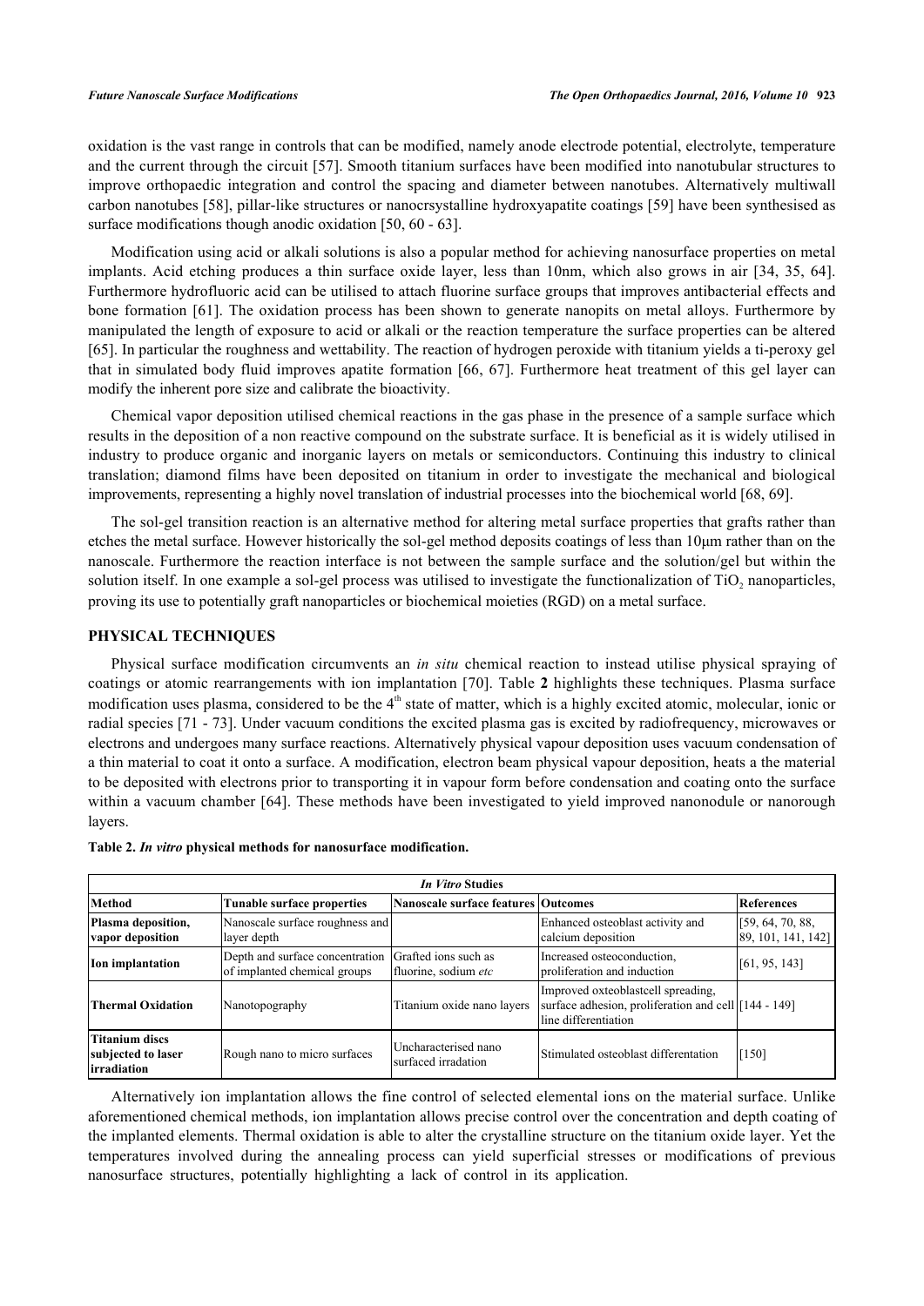oxidation is the vast range in controls that can be modified, namely anode electrode potential, electrolyte, temperature and the current through the circuit [57]. Smooth titanium surfaces have been modified into nanotubular structures to improve orthopaedic integration and control the spacing and diameter between nanotubes. Alternatively multiwall carbon nanotubes [58], pillar-like structures or nanocrsystalline hydroxyapatite coatings [59] have been synthesised as surface modifications though anodic oxidation [50, 60 - 63].

Modification using acid or alkali solutions is also a popular method for achieving nanosurface properties on metal implants. Acid etching produces a thin surface oxide layer, less than 10nm, which also grows in air [34, 35, 64]. Furthermore hydrofluoric acid can be utilised to attach fluorine surface groups that improves antibacterial effects and bone formation [61]. The oxidation process has been shown to generate nanopits on metal alloys. Furthermore by manipulated the length of exposure to acid or alkali or the reaction temperature the surface properties can be altered [65]. In particular the roughness and wettability. The reaction of hydrogen peroxide with titanium yields a ti-peroxy gel that in simulated body fluid improves apatite formation [66, 67]. Furthermore heat treatment of this gel layer can modify the inherent pore size and calibrate the bioactivity.

Chemical vapor deposition utilised chemical reactions in the gas phase in the presence of a sample surface which results in the deposition of a non reactive compound on the substrate surface. It is beneficial as it is widely utilised in industry to produce organic and inorganic layers on metals or semiconductors. Continuing this industry to clinical translation; diamond films have been deposited on titanium in order to investigate the mechanical and biological improvements, representing a highly novel translation of industrial processes into the biochemical world [68, 69].

The sol-gel transition reaction is an alternative method for altering metal surface properties that grafts rather than etches the metal surface. However historically the sol-gel method deposits coatings of less than 10μm rather than on the nanoscale. Furthermore the reaction interface is not between the sample surface and the solution/gel but within the solution itself. In one example a sol-gel process was utilised to investigate the functionalization of $TiO_2$ nanoparticles, proving its use to potentially graft nanoparticles or biochemical moieties (RGD) on a metal surface.

## PHYSICAL TECHNIQUES

Physical surface modification circumvents an *in situ* chemical reaction to instead utilise physical spraying of coatings or atomic rearrangements with ion implantation [70]. Table **2** highlights these techniques. Plasma surface modification uses plasma, considered to be the 4th state of matter, which is a highly excited atomic, molecular, ionic or radial species [71 - 73]. Under vacuum conditions the excited plasma gas is excited by radiofrequency, microwaves or electrons and undergoes many surface reactions. Alternatively physical vapour deposition uses vacuum condensation of a thin material to coat it onto a surface. A modification, electron beam physical vapour deposition, heats a the material to be deposited with electrons prior to transporting it in vapour form before condensation and coating onto the surface within a vacuum chamber [64]. These methods have been investigated to yield improved nanonodule or nanorough layers.

**Table 2. *In vitro* physical methods for nanosurface modification.**

| *In Vitro* Studies | | | | |
|---|---|---|---|---|
| **Method** | **Tunable surface properties** | **Nanoscale surface features** | **Outcomes** | **References** |
| **Plasma deposition, vapor deposition** | Nanoscale surface roughness and layer depth | | Enhanced osteoblast activity and calcium deposition | [59, 64, 70, 88, 89, 101, 141, 142] |
| **Ion implantation** | Depth and surface concentration of implanted chemical groups | Grafted ions such as fluorine, sodium *etc* | Increased osteoconduction, proliferation and induction | [61, 95, 143] |
| **Thermal Oxidation** | Nanotopography | Titanium oxide nano layers | Improved oxteoblastcell spreading, surface adhesion, proliferation and cell line differentiation | [144 - 149] |
| **Titanium discs subjected to laser irradiation** | Rough nano to micro surfaces | Uncharacterised nano surfaced irradation | Stimulated osteoblast differentation | [150] |

Alternatively ion implantation allows the fine control of selected elemental ions on the material surface. Unlike aforementioned chemical methods, ion implantation allows precise control over the concentration and depth coating of the implanted elements. Thermal oxidation is able to alter the crystalline structure on the titanium oxide layer. Yet the temperatures involved during the annealing process can yield superficial stresses or modifications of previous nanosurface structures, potentially highlighting a lack of control in its application.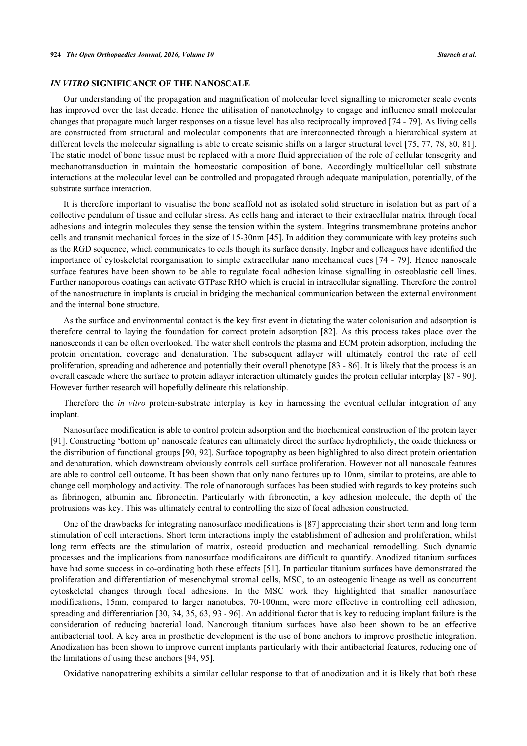## *IN VITRO* SIGNIFICANCE OF THE NANOSCALE

Our understanding of the propagation and magnification of molecular level signalling to micrometer scale events has improved over the last decade. Hence the utilisation of nanotechnolgy to engage and influence small molecular changes that propagate much larger responses on a tissue level has also reciprocally improved [74 - 79]. As living cells are constructed from structural and molecular components that are interconnected through a hierarchical system at different levels the molecular signalling is able to create seismic shifts on a larger structural level [75, 77, 78, 80, 81]. The static model of bone tissue must be replaced with a more fluid appreciation of the role of cellular tensegrity and mechanotransduction in maintain the homeostatic composition of bone. Accordingly multicellular cell substrate interactions at the molecular level can be controlled and propagated through adequate manipulation, potentially, of the substrate surface interaction.

It is therefore important to visualise the bone scaffold not as isolated solid structure in isolation but as part of a collective pendulum of tissue and cellular stress. As cells hang and interact to their extracellular matrix through focal adhesions and integrin molecules they sense the tension within the system. Integrins transmembrane proteins anchor cells and transmit mechanical forces in the size of 15-30nm [45]. In addition they communicate with key proteins such as the RGD sequence, which communicates to cells though its surface density. Ingber and colleagues have identified the importance of cytoskeletal reorganisation to simple extracellular nano mechanical cues [74 - 79]. Hence nanoscale surface features have been shown to be able to regulate focal adhesion kinase signalling in osteoblastic cell lines. Further nanoporous coatings can activate GTPase RHO which is crucial in intracellular signalling. Therefore the control of the nanostructure in implants is crucial in bridging the mechanical communication between the external environment and the internal bone structure.

As the surface and environmental contact is the key first event in dictating the water colonisation and adsorption is therefore central to laying the foundation for correct protein adsorption [82]. As this process takes place over the nanoseconds it can be often overlooked. The water shell controls the plasma and ECM protein adsorption, including the protein orientation, coverage and denaturation. The subsequent adlayer will ultimately control the rate of cell proliferation, spreading and adherence and potentially their overall phenotype [83 - 86]. It is likely that the process is an overall cascade where the surface to protein adlayer interaction ultimately guides the protein cellular interplay [87 - 90]. However further research will hopefully delineate this relationship.

Therefore the *in vitro* protein-substrate interplay is key in harnessing the eventual cellular integration of any implant.

Nanosurface modification is able to control protein adsorption and the biochemical construction of the protein layer [91]. Constructing 'bottom up' nanoscale features can ultimately direct the surface hydrophilicty, the oxide thickness or the distribution of functional groups [90, 92]. Surface topography as been highlighted to also direct protein orientation and denaturation, which downstream obviously controls cell surface proliferation. However not all nanoscale features are able to control cell outcome. It has been shown that only nano features up to 10nm, similar to proteins, are able to change cell morphology and activity. The role of nanorough surfaces has been studied with regards to key proteins such as fibrinogen, albumin and fibronectin. Particularly with fibronectin, a key adhesion molecule, the depth of the protrusions was key. This was ultimately central to controlling the size of focal adhesion constructed.

One of the drawbacks for integrating nanosurface modifications is [87] appreciating their short term and long term stimulation of cell interactions. Short term interactions imply the establishment of adhesion and proliferation, whilst long term effects are the stimulation of matrix, osteoid production and mechanical remodelling. Such dynamic processes and the implications from nanosurface modificaitons are difficult to quantify. Anodized titanium surfaces have had some success in co-ordinating both these effects [51]. In particular titanium surfaces have demonstrated the proliferation and differentiation of mesenchymal stromal cells, MSC, to an osteogenic lineage as well as concurrent cytoskeletal changes through focal adhesions. In the MSC work they highlighted that smaller nanosurface modifications, 15nm, compared to larger nanotubes, 70-100nm, were more effective in controlling cell adhesion, spreading and differentiation [30, 34, 35, 63, 93 - 96]. An additional factor that is key to reducing implant failure is the consideration of reducing bacterial load. Nanorough titanium surfaces have also been shown to be an effective antibacterial tool. A key area in prosthetic development is the use of bone anchors to improve prosthetic integration. Anodization has been shown to improve current implants particularly with their antibacterial features, reducing one of the limitations of using these anchors [94, 95].

Oxidative nanopattering exhibits a similar cellular response to that of anodization and it is likely that both these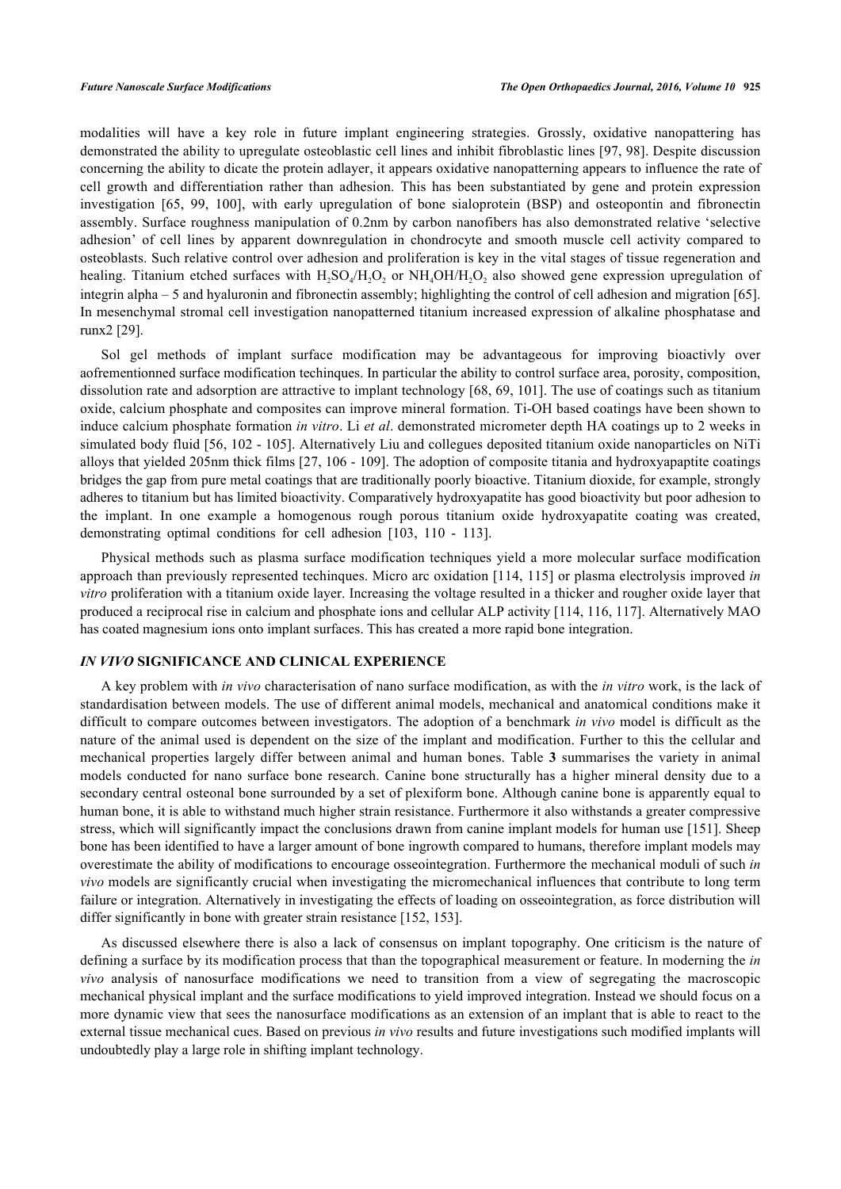modalities will have a key role in future implant engineering strategies. Grossly, oxidative nanopattering has demonstrated the ability to upregulate osteoblastic cell lines and inhibit fibroblastic lines [97, 98]. Despite discussion concerning the ability to dicate the protein adlayer, it appears oxidative nanopatterning appears to influence the rate of cell growth and differentiation rather than adhesion. This has been substantiated by gene and protein expression investigation [65, 99, 100], with early upregulation of bone sialoprotein (BSP) and osteopontin and fibronectin assembly. Surface roughness manipulation of 0.2nm by carbon nanofibers has also demonstrated relative 'selective adhesion' of cell lines by apparent downregulation in chondrocyte and smooth muscle cell activity compared to osteoblasts. Such relative control over adhesion and proliferation is key in the vital stages of tissue regeneration and healing. Titanium etched surfaces with $H_2SO_4/H_2O_2$ or $NH_4OH/H_2O_2$ also showed gene expression upregulation of integrin alpha – 5 and hyaluronin and fibronectin assembly; highlighting the control of cell adhesion and migration [65]. In mesenchymal stromal cell investigation nanopatterned titanium increased expression of alkaline phosphatase and runx2 [29].

Sol gel methods of implant surface modification may be advantageous for improving bioactivly over aofrementionned surface modification techinques. In particular the ability to control surface area, porosity, composition, dissolution rate and adsorption are attractive to implant technology [68, 69, 101]. The use of coatings such as titanium oxide, calcium phosphate and composites can improve mineral formation. Ti-OH based coatings have been shown to induce calcium phosphate formation *in vitro*. Li *et al*. demonstrated micrometer depth HA coatings up to 2 weeks in simulated body fluid [56, 102 - 105]. Alternatively Liu and collegues deposited titanium oxide nanoparticles on NiTi alloys that yielded 205nm thick films [27, 106 - 109]. The adoption of composite titania and hydroxyapaptite coatings bridges the gap from pure metal coatings that are traditionally poorly bioactive. Titanium dioxide, for example, strongly adheres to titanium but has limited bioactivity. Comparatively hydroxyapatite has good bioactivity but poor adhesion to the implant. In one example a homogenous rough porous titanium oxide hydroxyapatite coating was created, demonstrating optimal conditions for cell adhesion [103, 110 - 113].

Physical methods such as plasma surface modification techniques yield a more molecular surface modification approach than previously represented techinques. Micro arc oxidation [114, 115] or plasma electrolysis improved *in vitro* proliferation with a titanium oxide layer. Increasing the voltage resulted in a thicker and rougher oxide layer that produced a reciprocal rise in calcium and phosphate ions and cellular ALP activity [114, 116, 117]. Alternatively MAO has coated magnesium ions onto implant surfaces. This has created a more rapid bone integration.

## *IN VIVO* SIGNIFICANCE AND CLINICAL EXPERIENCE

A key problem with *in vivo* characterisation of nano surface modification, as with the *in vitro* work, is the lack of standardisation between models. The use of different animal models, mechanical and anatomical conditions make it difficult to compare outcomes between investigators. The adoption of a benchmark *in vivo* model is difficult as the nature of the animal used is dependent on the size of the implant and modification. Further to this the cellular and mechanical properties largely differ between animal and human bones. Table **3** summarises the variety in animal models conducted for nano surface bone research. Canine bone structurally has a higher mineral density due to a secondary central osteonal bone surrounded by a set of plexiform bone. Although canine bone is apparently equal to human bone, it is able to withstand much higher strain resistance. Furthermore it also withstands a greater compressive stress, which will significantly impact the conclusions drawn from canine implant models for human use [151]. Sheep bone has been identified to have a larger amount of bone ingrowth compared to humans, therefore implant models may overestimate the ability of modifications to encourage osseointegration. Furthermore the mechanical moduli of such *in vivo* models are significantly crucial when investigating the micromechanical influences that contribute to long term failure or integration. Alternatively in investigating the effects of loading on osseointegration, as force distribution will differ significantly in bone with greater strain resistance [152, 153].

As discussed elsewhere there is also a lack of consensus on implant topography. One criticism is the nature of defining a surface by its modification process that than the topographical measurement or feature. In moderning the *in vivo* analysis of nanosurface modifications we need to transition from a view of segregating the macroscopic mechanical physical implant and the surface modifications to yield improved integration. Instead we should focus on a more dynamic view that sees the nanosurface modifications as an extension of an implant that is able to react to the external tissue mechanical cues. Based on previous *in vivo* results and future investigations such modified implants will undoubtedly play a large role in shifting implant technology.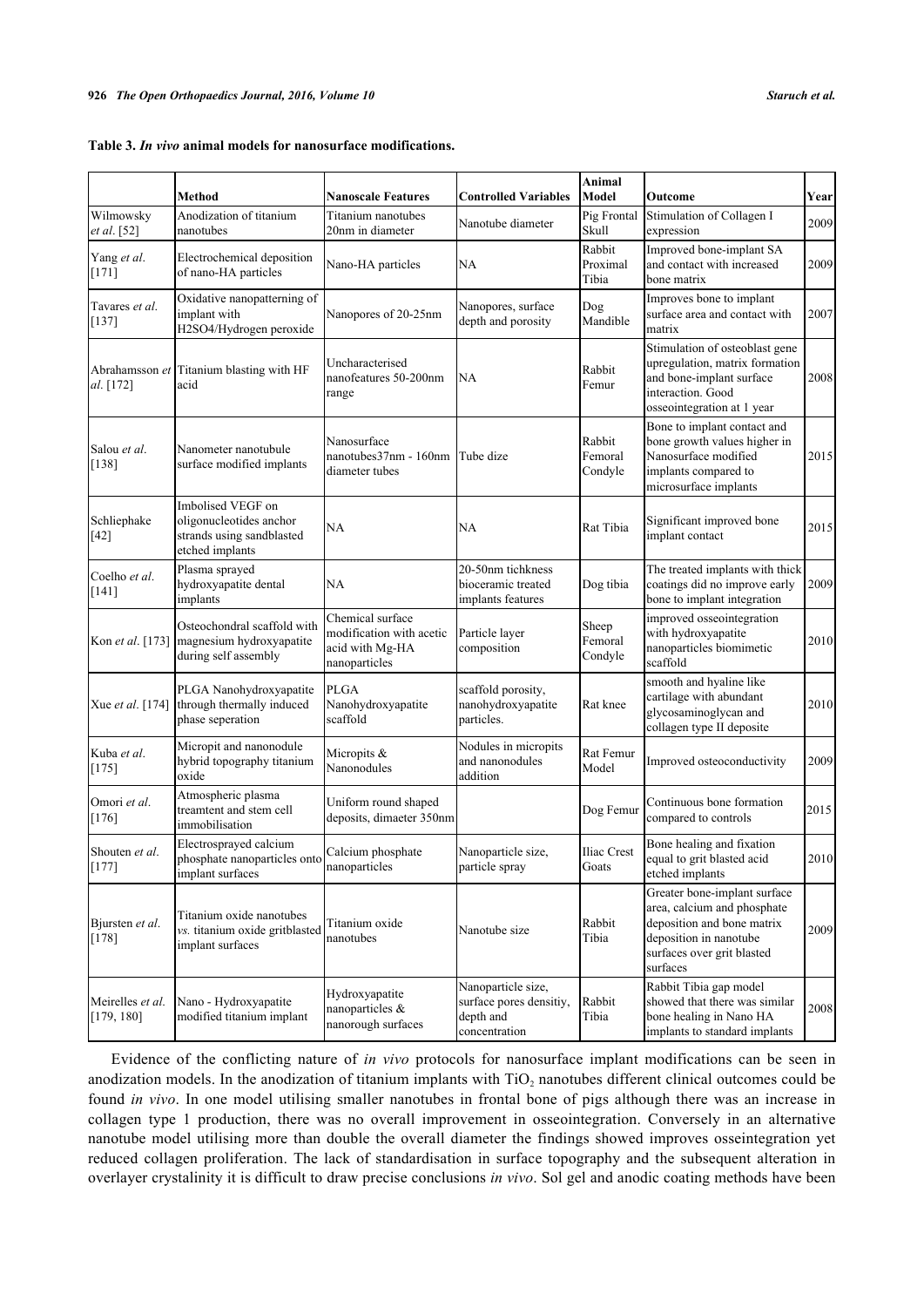**Table 3.** ***In vivo*** **animal models for nanosurface modifications.**

| | Method | Nanoscale Features | Controlled Variables | Animal Model | Outcome | Year |
|---|---|---|---|---|---|---|
| Wilmowsky *et al*. [52] | Anodization of titanium nanotubes | Titanium nanotubes 20nm in diameter | Nanotube diameter | Pig Frontal Skull | Stimulation of Collagen I expression | 2009 |
| Yang *et al*. [171] | Electrochemical deposition of nano-HA particles | Nano-HA particles | NA | Rabbit Proximal Tibia | Improved bone-implant SA and contact with increased bone matrix | 2009 |
| Tavares *et al*. [137] | Oxidative nanopatterning of implant with H2SO4/Hydrogen peroxide | Nanopores of 20-25nm | Nanopores, surface depth and porosity | Dog Mandible | Improves bone to implant surface area and contact with matrix | 2007 |
| Abrahamsson *et al*. [172] | Titanium blasting with HF acid | Uncharacterised nanofeatures 50-200nm range | NA | Rabbit Femur | Stimulation of osteoblast gene upregulation, matrix formation and bone-implant surface interaction. Good osseointegration at 1 year | 2008 |
| Salou *et al*. [138] | Nanometer nanotubule surface modified implants | Nanosurface nanotubes37nm - 160nm diameter tubes | Tube dize | Rabbit Femoral Condyle | Bone to implant contact and bone growth values higher in Nanosurface modified implants compared to microsurface implants | 2015 |
| Schliephake [42] | Imbolised VEGF on oligonucleotides anchor strands using sandblasted etched implants | NA | NA | Rat Tibia | Significant improved bone implant contact | 2015 |
| Coelho *et al*. [141] | Plasma sprayed hydroxyapatite dental implants | NA | 20-50nm tichkness bioceramic treated implants features | Dog tibia | The treated implants with thick coatings did no improve early bone to implant integration | 2009 |
| Kon *et al*. [173] | Osteochondral scaffold with magnesium hydroxyapatite during self assembly | Chemical surface modification with acetic acid with Mg-HA nanoparticles | Particle layer composition | Sheep Femoral Condyle | improved osseointegration with hydroxyapatite nanoparticles biomimetic scaffold | 2010 |
| Xue *et al*. [174] | PLGA Nanohydroxyapatite through thermally induced phase seperation | PLGA Nanohydroxyapatite scaffold | scaffold porosity, nanohydroxyapatite particles. | Rat knee | smooth and hyaline like cartilage with abundant glycosaminoglycan and collagen type II deposite | 2010 |
| Kuba *et al*. [175] | Micropit and nanonodule hybrid topography titanium oxide | Micropits & Nanonodules | Nodules in micropits and nanonodules addition | Rat Femur Model | Improved osteoconductivity | 2009 |
| Omori *et al*. [176] | Atmospheric plasma treamtent and stem cell immobilisation | Uniform round shaped deposits, dimaeter 350nm | | Dog Femur | Continuous bone formation compared to controls | 2015 |
| Shouten *et al*. [177] | Electrosprayed calcium phosphate nanoparticles onto implant surfaces | Calcium phosphate nanoparticles | Nanoparticle size, particle spray | Iliac Crest Goats | Bone healing and fixation equal to grit blasted acid etched implants | 2010 |
| Bjursten *et al*. [178] | Titanium oxide nanotubes *vs.* titanium oxide gritblasted implant surfaces | Titanium oxide nanotubes | Nanotube size | Rabbit Tibia | Greater bone-implant surface area, calcium and phosphate deposition and bone matrix deposition in nanotube surfaces over grit blasted surfaces | 2009 |
| Meirelles *et al*. [179, 180] | Nano - Hydroxyapatite modified titanium implant | Hydroxyapatite nanoparticles & nanorough surfaces | Nanoparticle size, surface pores densitiy, depth and concentration | Rabbit Tibia | Rabbit Tibia gap model showed that there was similar bone healing in Nano HA implants to standard implants | 2008 |

Evidence of the conflicting nature of *in vivo* protocols for nanosurface implant modifications can be seen in anodization models. In the anodization of titanium implants with $TiO_2$ nanotubes different clinical outcomes could be found *in vivo*. In one model utilising smaller nanotubes in frontal bone of pigs although there was an increase in collagen type 1 production, there was no overall improvement in osseointegration. Conversely in an alternative nanotube model utilising more than double the overall diameter the findings showed improves osseintegration yet reduced collagen proliferation. The lack of standardisation in surface topography and the subsequent alteration in overlayer crystalinity it is difficult to draw precise conclusions *in vivo*. Sol gel and anodic coating methods have been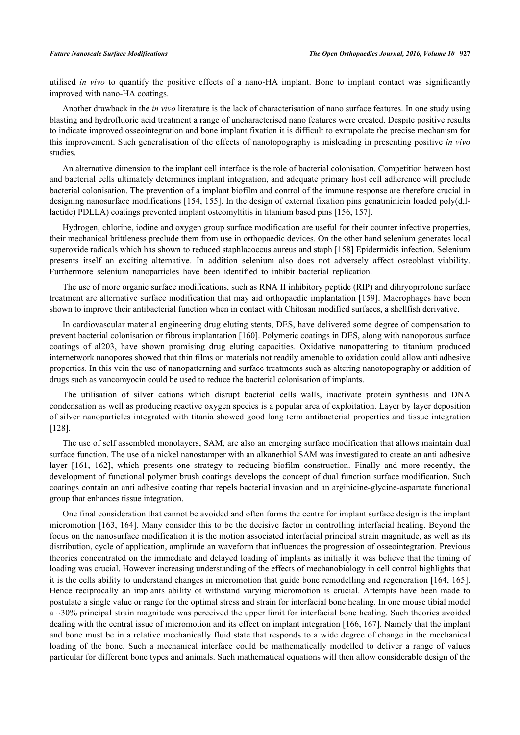utilised *in vivo* to quantify the positive effects of a nano-HA implant. Bone to implant contact was significantly improved with nano-HA coatings.

Another drawback in the *in vivo* literature is the lack of characterisation of nano surface features. In one study using blasting and hydrofluoric acid treatment a range of uncharacterised nano features were created. Despite positive results to indicate improved osseointegration and bone implant fixation it is difficult to extrapolate the precise mechanism for this improvement. Such generalisation of the effects of nanotopography is misleading in presenting positive *in vivo* studies.

An alternative dimension to the implant cell interface is the role of bacterial colonisation. Competition between host and bacterial cells ultimately determines implant integration, and adequate primary host cell adherence will preclude bacterial colonisation. The prevention of a implant biofilm and control of the immune response are therefore crucial in designing nanosurface modifications [154, 155]. In the design of external fixation pins genatminicin loaded poly(d,l-lactide) PDLLA) coatings prevented implant osteomyltitis in titanium based pins [156, 157].

Hydrogen, chlorine, iodine and oxygen group surface modification are useful for their counter infective properties, their mechanical brittleness preclude them from use in orthopaedic devices. On the other hand selenium generates local superoxide radicals which has shown to reduced staphlacoccus aureus and staph [158] Epidermidis infection. Selenium presents itself an exciting alternative. In addition selenium also does not adversely affect osteoblast viability. Furthermore selenium nanoparticles have been identified to inhibit bacterial replication.

The use of more organic surface modifications, such as RNA II inhibitory peptide (RIP) and dihryoprrolone surface treatment are alternative surface modification that may aid orthopaedic implantation [159]. Macrophages have been shown to improve their antibacterial function when in contact with Chitosan modified surfaces, a shellfish derivative.

In cardiovascular material engineering drug eluting stents, DES, have delivered some degree of compensation to prevent bacterial colonisation or fibrous implantation [160]. Polymeric coatings in DES, along with nanoporous surface coatings of al203, have shown promising drug eluting capacities. Oxidative nanopattering to titanium produced internetwork nanopores showed that thin films on materials not readily amenable to oxidation could allow anti adhesive properties. In this vein the use of nanopatterning and surface treatments such as altering nanotopography or addition of drugs such as vancomyocin could be used to reduce the bacterial colonisation of implants.

The utilisation of silver cations which disrupt bacterial cells walls, inactivate protein synthesis and DNA condensation as well as producing reactive oxygen species is a popular area of exploitation. Layer by layer deposition of silver nanoparticles integrated with titania showed good long term antibacterial properties and tissue integration [128].

The use of self assembled monolayers, SAM, are also an emerging surface modification that allows maintain dual surface function. The use of a nickel nanostamper with an alkanethiol SAM was investigated to create an anti adhesive layer [161, 162], which presents one strategy to reducing biofilm construction. Finally and more recently, the development of functional polymer brush coatings develops the concept of dual function surface modification. Such coatings contain an anti adhesive coating that repels bacterial invasion and an arginicine-glycine-aspartate functional group that enhances tissue integration.

One final consideration that cannot be avoided and often forms the centre for implant surface design is the implant micromotion [163, 164]. Many consider this to be the decisive factor in controlling interfacial healing. Beyond the focus on the nanosurface modification it is the motion associated interfacial principal strain magnitude, as well as its distribution, cycle of application, amplitude an waveform that influences the progression of osseointegration. Previous theories concentrated on the immediate and delayed loading of implants as initially it was believe that the timing of loading was crucial. However increasing understanding of the effects of mechanobiology in cell control highlights that it is the cells ability to understand changes in micromotion that guide bone remodelling and regeneration [164, 165]. Hence reciprocally an implants ability ot withstand varying micromotion is crucial. Attempts have been made to postulate a single value or range for the optimal stress and strain for interfacial bone healing. In one mouse tibial model a ~30% principal strain magnitude was perceived the upper limit for interfacial bone healing. Such theories avoided dealing with the central issue of micromotion and its effect on implant integration [166, 167]. Namely that the implant and bone must be in a relative mechanically fluid state that responds to a wide degree of change in the mechanical loading of the bone. Such a mechanical interface could be mathematically modelled to deliver a range of values particular for different bone types and animals. Such mathematical equations will then allow considerable design of the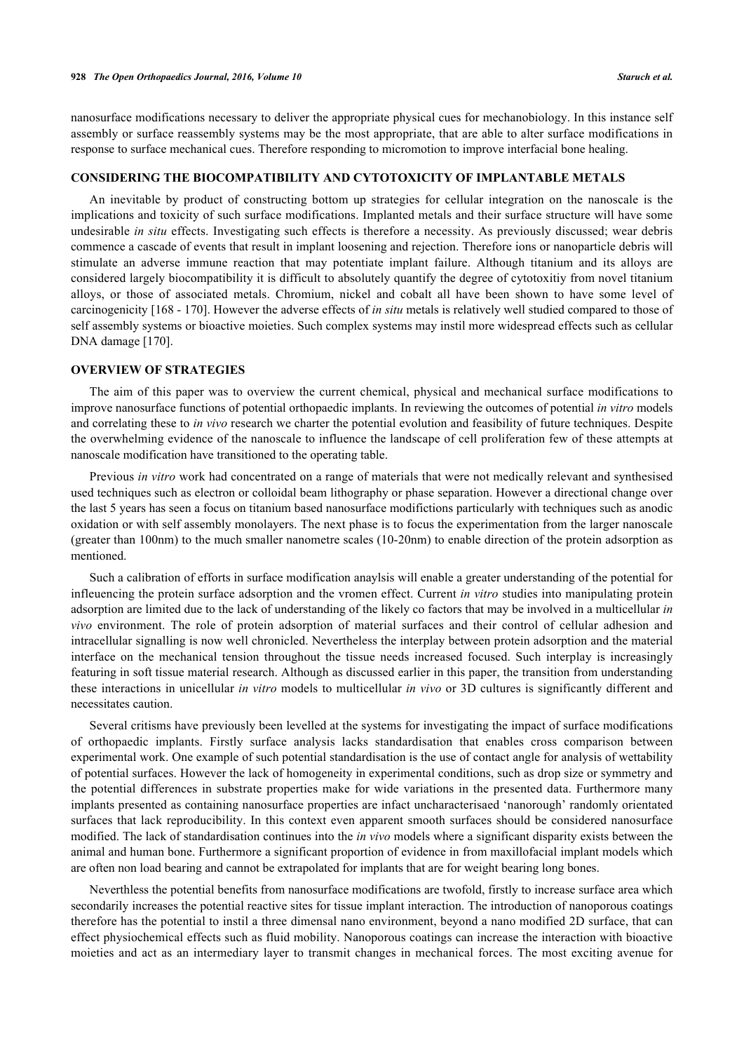nanosurface modifications necessary to deliver the appropriate physical cues for mechanobiology. In this instance self assembly or surface reassembly systems may be the most appropriate, that are able to alter surface modifications in response to surface mechanical cues. Therefore responding to micromotion to improve interfacial bone healing.

## CONSIDERING THE BIOCOMPATIBILITY AND CYTOTOXICITY OF IMPLANTABLE METALS

An inevitable by product of constructing bottom up strategies for cellular integration on the nanoscale is the implications and toxicity of such surface modifications. Implanted metals and their surface structure will have some undesirable *in situ* effects. Investigating such effects is therefore a necessity. As previously discussed; wear debris commence a cascade of events that result in implant loosening and rejection. Therefore ions or nanoparticle debris will stimulate an adverse immune reaction that may potentiate implant failure. Although titanium and its alloys are considered largely biocompatibility it is difficult to absolutely quantify the degree of cytotoxitiy from novel titanium alloys, or those of associated metals. Chromium, nickel and cobalt all have been shown to have some level of carcinogenicity [168 - 170]. However the adverse effects of *in situ* metals is relatively well studied compared to those of self assembly systems or bioactive moieties. Such complex systems may instil more widespread effects such as cellular DNA damage [170].

## OVERVIEW OF STRATEGIES

The aim of this paper was to overview the current chemical, physical and mechanical surface modifications to improve nanosurface functions of potential orthopaedic implants. In reviewing the outcomes of potential *in vitro* models and correlating these to *in vivo* research we charter the potential evolution and feasibility of future techniques. Despite the overwhelming evidence of the nanoscale to influence the landscape of cell proliferation few of these attempts at nanoscale modification have transitioned to the operating table.

Previous *in vitro* work had concentrated on a range of materials that were not medically relevant and synthesised used techniques such as electron or colloidal beam lithography or phase separation. However a directional change over the last 5 years has seen a focus on titanium based nanosurface modifictions particularly with techniques such as anodic oxidation or with self assembly monolayers. The next phase is to focus the experimentation from the larger nanoscale (greater than 100nm) to the much smaller nanometre scales (10-20nm) to enable direction of the protein adsorption as mentioned.

Such a calibration of efforts in surface modification anaylsis will enable a greater understanding of the potential for infleuncing the protein surface adsorption and the vromen effect. Current *in vitro* studies into manipulating protein adsorption are limited due to the lack of understanding of the likely co factors that may be involved in a multicellular *in vivo* environment. The role of protein adsorption of material surfaces and their control of cellular adhesion and intracellular signalling is now well chronicled. Nevertheless the interplay between protein adsorption and the material interface on the mechanical tension throughout the tissue needs increased focused. Such interplay is increasingly featuring in soft tissue material research. Although as discussed earlier in this paper, the transition from understanding these interactions in unicellular *in vitro* models to multicellular *in vivo* or 3D cultures is significantly different and necessitates caution.

Several critisms have previously been levelled at the systems for investigating the impact of surface modifications of orthopaedic implants. Firstly surface analysis lacks standardisation that enables cross comparison between experimental work. One example of such potential standardisation is the use of contact angle for analysis of wettability of potential surfaces. However the lack of homogeneity in experimental conditions, such as drop size or symmetry and the potential differences in substrate properties make for wide variations in the presented data. Furthermore many implants presented as containing nanosurface properties are infact uncharacterisaed 'nanorough' randomly orientated surfaces that lack reproducibility. In this context even apparent smooth surfaces should be considered nanosurface modified. The lack of standardisation continues into the *in vivo* models where a significant disparity exists between the animal and human bone. Furthermore a significant proportion of evidence in from maxillofacial implant models which are often non load bearing and cannot be extrapolated for implants that are for weight bearing long bones.

Neverthless the potential benefits from nanosurface modifications are twofold, firstly to increase surface area which secondarily increases the potential reactive sites for tissue implant interaction. The introduction of nanoporous coatings therefore has the potential to instil a three dimensal nano environment, beyond a nano modified 2D surface, that can effect physiochemical effects such as fluid mobility. Nanoporous coatings can increase the interaction with bioactive moieties and act as an intermediary layer to transmit changes in mechanical forces. The most exciting avenue for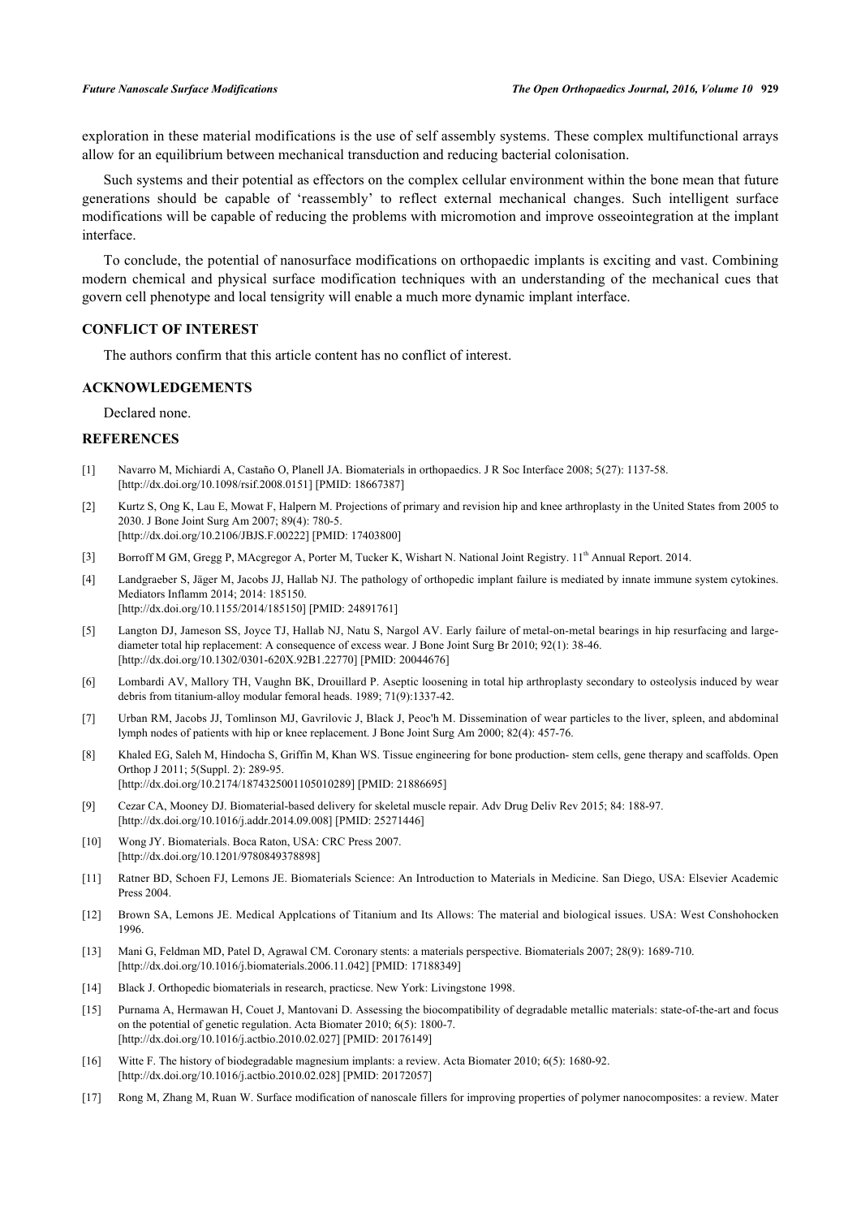exploration in these material modifications is the use of self assembly systems. These complex multifunctional arrays allow for an equilibrium between mechanical transduction and reducing bacterial colonisation.

Such systems and their potential as effectors on the complex cellular environment within the bone mean that future generations should be capable of 'reassembly' to reflect external mechanical changes. Such intelligent surface modifications will be capable of reducing the problems with micromotion and improve osseointegration at the implant interface.

To conclude, the potential of nanosurface modifications on orthopaedic implants is exciting and vast. Combining modern chemical and physical surface modification techniques with an understanding of the mechanical cues that govern cell phenotype and local tensigrity will enable a much more dynamic implant interface.

## CONFLICT OF INTEREST

The authors confirm that this article content has no conflict of interest.

## ACKNOWLEDGEMENTS

Declared none.

## REFERENCES

[1] Navarro M, Michiardi A, Castaño O, Planell JA. Biomaterials in orthopaedics. J R Soc Interface 2008; 5(27): 1137-58. [http://dx.doi.org/10.1098/rsif.2008.0151] [PMID: 18667387]

[2] Kurtz S, Ong K, Lau E, Mowat F, Halpern M. Projections of primary and revision hip and knee arthroplasty in the United States from 2005 to 2030. J Bone Joint Surg Am 2007; 89(4): 780-5. [http://dx.doi.org/10.2106/JBJS.F.00222] [PMID: 17403800]

[3] Borroff M GM, Gregg P, MAcgregor A, Porter M, Tucker K, Wishart N. National Joint Registry. 11th Annual Report. 2014.

[4] Landgraeber S, Jäger M, Jacobs JJ, Hallab NJ. The pathology of orthopedic implant failure is mediated by innate immune system cytokines. Mediators Inflamm 2014; 2014: 185150. [http://dx.doi.org/10.1155/2014/185150] [PMID: 24891761]

[5] Langton DJ, Jameson SS, Joyce TJ, Hallab NJ, Natu S, Nargol AV. Early failure of metal-on-metal bearings in hip resurfacing and large-diameter total hip replacement: A consequence of excess wear. J Bone Joint Surg Br 2010; 92(1): 38-46. [http://dx.doi.org/10.1302/0301-620X.92B1.22770] [PMID: 20044676]

[6] Lombardi AV, Mallory TH, Vaughn BK, Drouillard P. Aseptic loosening in total hip arthroplasty secondary to osteolysis induced by wear debris from titanium-alloy modular femoral heads. 1989; 71(9):1337-42.

[7] Urban RM, Jacobs JJ, Tomlinson MJ, Gavrilovic J, Black J, Peoc'h M. Dissemination of wear particles to the liver, spleen, and abdominal lymph nodes of patients with hip or knee replacement. J Bone Joint Surg Am 2000; 82(4): 457-76.

[8] Khaled EG, Saleh M, Hindocha S, Griffin M, Khan WS. Tissue engineering for bone production- stem cells, gene therapy and scaffolds. Open Orthop J 2011; 5(Suppl. 2): 289-95. [http://dx.doi.org/10.2174/1874325001105010289] [PMID: 21886695]

[9] Cezar CA, Mooney DJ. Biomaterial-based delivery for skeletal muscle repair. Adv Drug Deliv Rev 2015; 84: 188-97. [http://dx.doi.org/10.1016/j.addr.2014.09.008] [PMID: 25271446]

[10] Wong JY. Biomaterials. Boca Raton, USA: CRC Press 2007. [http://dx.doi.org/10.1201/9780849378898]

[11] Ratner BD, Schoen FJ, Lemons JE. Biomaterials Science: An Introduction to Materials in Medicine. San Diego, USA: Elsevier Academic Press 2004.

[12] Brown SA, Lemons JE. Medical Applcations of Titanium and Its Allows: The material and biological issues. USA: West Conshohocken 1996.

[13] Mani G, Feldman MD, Patel D, Agrawal CM. Coronary stents: a materials perspective. Biomaterials 2007; 28(9): 1689-710. [http://dx.doi.org/10.1016/j.biomaterials.2006.11.042] [PMID: 17188349]

[14] Black J. Orthopedic biomaterials in research, practicse. New York: Livingstone 1998.

[15] Purnama A, Hermawan H, Couet J, Mantovani D. Assessing the biocompatibility of degradable metallic materials: state-of-the-art and focus on the potential of genetic regulation. Acta Biomater 2010; 6(5): 1800-7. [http://dx.doi.org/10.1016/j.actbio.2010.02.027] [PMID: 20176149]

[16] Witte F. The history of biodegradable magnesium implants: a review. Acta Biomater 2010; 6(5): 1680-92. [http://dx.doi.org/10.1016/j.actbio.2010.02.028] [PMID: 20172057]

[17] Rong M, Zhang M, Ruan W. Surface modification of nanoscale fillers for improving properties of polymer nanocomposites: a review. Mater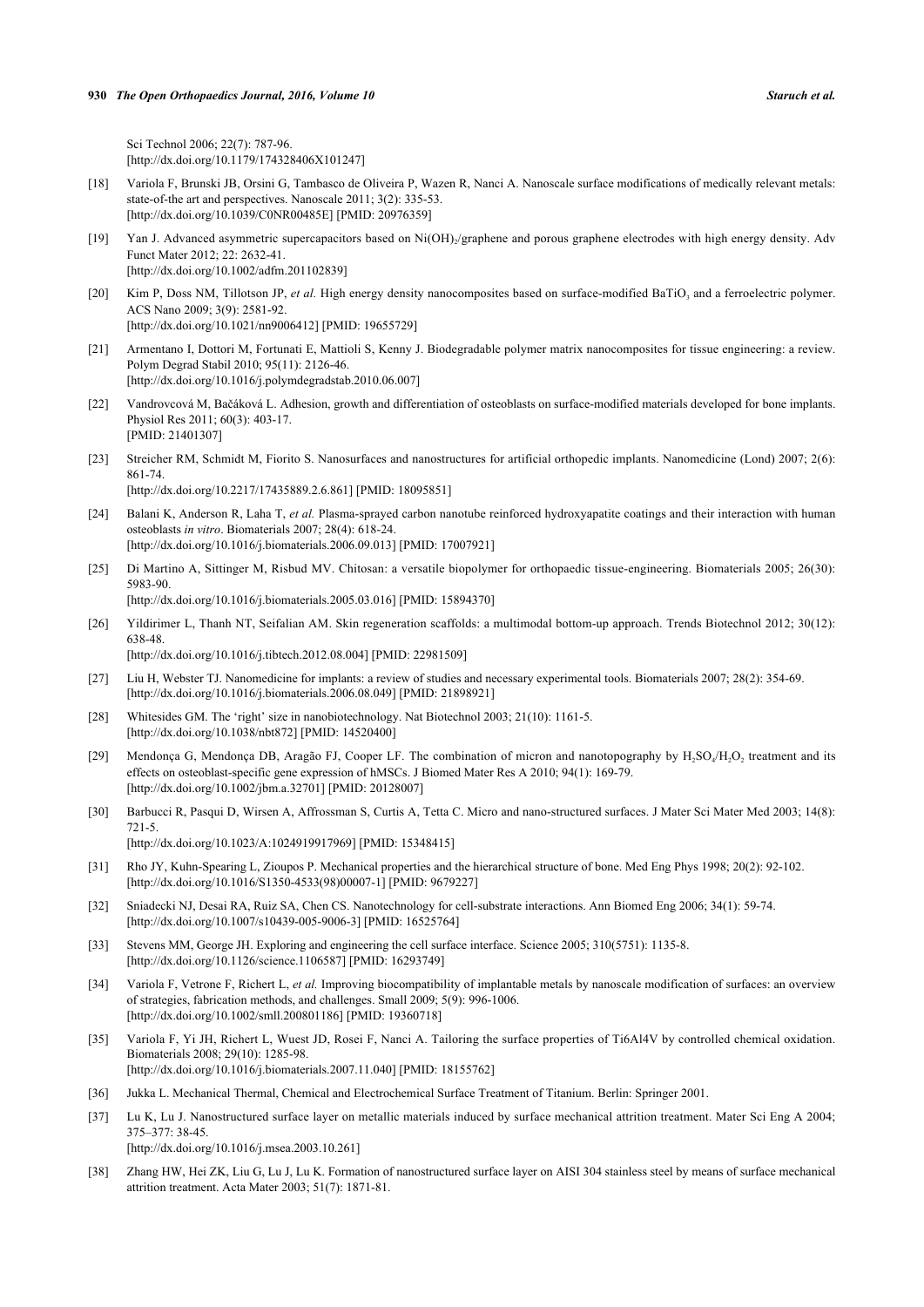Sci Technol 2006; 22(7): 787-96.
[http://dx.doi.org/10.1179/174328406X101247]

[18] Variola F, Brunski JB, Orsini G, Tambasco de Oliveira P, Wazen R, Nanci A. Nanoscale surface modifications of medically relevant metals: state-of-the art and perspectives. Nanoscale 2011; 3(2): 335-53.
[http://dx.doi.org/10.1039/C0NR00485E] [PMID: 20976359]

[19] Yan J. Advanced asymmetric supercapacitors based on $Ni(OH)_2$/graphene and porous graphene electrodes with high energy density. Adv Funct Mater 2012; 22: 2632-41.
[http://dx.doi.org/10.1002/adfm.201102839]

[20] Kim P, Doss NM, Tillotson JP, *et al.* High energy density nanocomposites based on surface-modified $BaTiO_3$ and a ferroelectric polymer. ACS Nano 2009; 3(9): 2581-92.
[http://dx.doi.org/10.1021/nn9006412] [PMID: 19655729]

[21] Armentano I, Dottori M, Fortunati E, Mattioli S, Kenny J. Biodegradable polymer matrix nanocomposites for tissue engineering: a review. Polym Degrad Stabil 2010; 95(11): 2126-46.
[http://dx.doi.org/10.1016/j.polymdegradstab.2010.06.007]

[22] Vandrovcová M, Bačáková L. Adhesion, growth and differentiation of osteoblasts on surface-modified materials developed for bone implants. Physiol Res 2011; 60(3): 403-17.
[PMID: 21401307]

[23] Streicher RM, Schmidt M, Fiorito S. Nanosurfaces and nanostructures for artificial orthopedic implants. Nanomedicine (Lond) 2007; 2(6): 861-74.
[http://dx.doi.org/10.2217/17435889.2.6.861] [PMID: 18095851]

[24] Balani K, Anderson R, Laha T, *et al.* Plasma-sprayed carbon nanotube reinforced hydroxyapatite coatings and their interaction with human osteoblasts *in vitro*. Biomaterials 2007; 28(4): 618-24.
[http://dx.doi.org/10.1016/j.biomaterials.2006.09.013] [PMID: 17007921]

[25] Di Martino A, Sittinger M, Risbud MV. Chitosan: a versatile biopolymer for orthopaedic tissue-engineering. Biomaterials 2005; 26(30): 5983-90.
[http://dx.doi.org/10.1016/j.biomaterials.2005.03.016] [PMID: 15894370]

[26] Yildirimer L, Thanh NT, Seifalian AM. Skin regeneration scaffolds: a multimodal bottom-up approach. Trends Biotechnol 2012; 30(12): 638-48.
[http://dx.doi.org/10.1016/j.tibtech.2012.08.004] [PMID: 22981509]

[27] Liu H, Webster TJ. Nanomedicine for implants: a review of studies and necessary experimental tools. Biomaterials 2007; 28(2): 354-69.
[http://dx.doi.org/10.1016/j.biomaterials.2006.08.049] [PMID: 21898921]

[28] Whitesides GM. The 'right' size in nanobiotechnology. Nat Biotechnol 2003; 21(10): 1161-5.
[http://dx.doi.org/10.1038/nbt872] [PMID: 14520400]

[29] Mendonça G, Mendonça DB, Aragão FJ, Cooper LF. The combination of micron and nanotopography by $H_2SO_4/H_2O_2$ treatment and its effects on osteoblast-specific gene expression of hMSCs. J Biomed Mater Res A 2010; 94(1): 169-79.
[http://dx.doi.org/10.1002/jbm.a.32701] [PMID: 20128007]

[30] Barbucci R, Pasqui D, Wirsen A, Affrossman S, Curtis A, Tetta C. Micro and nano-structured surfaces. J Mater Sci Mater Med 2003; 14(8): 721-5.
[http://dx.doi.org/10.1023/A:1024919917969] [PMID: 15348415]

[31] Rho JY, Kuhn-Spearing L, Zioupos P. Mechanical properties and the hierarchical structure of bone. Med Eng Phys 1998; 20(2): 92-102.
[http://dx.doi.org/10.1016/S1350-4533(98)00007-1] [PMID: 9679227]

[32] Sniadecki NJ, Desai RA, Ruiz SA, Chen CS. Nanotechnology for cell-substrate interactions. Ann Biomed Eng 2006; 34(1): 59-74.
[http://dx.doi.org/10.1007/s10439-005-9006-3] [PMID: 16525764]

[33] Stevens MM, George JH. Exploring and engineering the cell surface interface. Science 2005; 310(5751): 1135-8.
[http://dx.doi.org/10.1126/science.1106587] [PMID: 16293749]

[34] Variola F, Vetrone F, Richert L, *et al.* Improving biocompatibility of implantable metals by nanoscale modification of surfaces: an overview of strategies, fabrication methods, and challenges. Small 2009; 5(9): 996-1006.
[http://dx.doi.org/10.1002/smll.200801186] [PMID: 19360718]

[35] Variola F, Yi JH, Richert L, Wuest JD, Rosei F, Nanci A. Tailoring the surface properties of Ti6Al4V by controlled chemical oxidation. Biomaterials 2008; 29(10): 1285-98.
[http://dx.doi.org/10.1016/j.biomaterials.2007.11.040] [PMID: 18155762]

[36] Jukka L. Mechanical Thermal, Chemical and Electrochemical Surface Treatment of Titanium. Berlin: Springer 2001.

[37] Lu K, Lu J. Nanostructured surface layer on metallic materials induced by surface mechanical attrition treatment. Mater Sci Eng A 2004; 375–377: 38-45.
[http://dx.doi.org/10.1016/j.msea.2003.10.261]

[38] Zhang HW, Hei ZK, Liu G, Lu J, Lu K. Formation of nanostructured surface layer on AISI 304 stainless steel by means of surface mechanical attrition treatment. Acta Mater 2003; 51(7): 1871-81.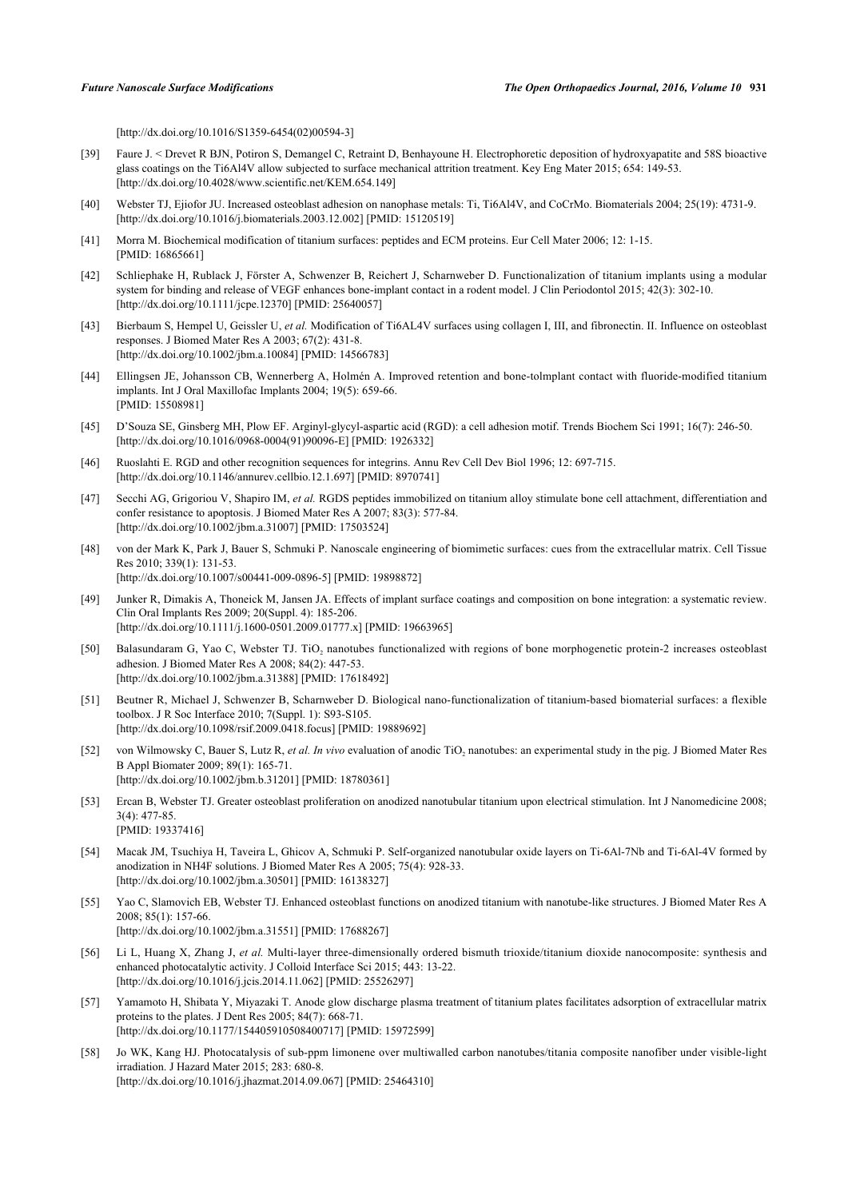[http://dx.doi.org/10.1016/S1359-6454(02)00594-3]

[39] Faure J. < Drevet R BJN, Potiron S, Demangel C, Retraint D, Benhayoune H. Electrophoretic deposition of hydroxyapatite and 58S bioactive glass coatings on the Ti6Al4V allow subjected to surface mechanical attrition treatment. Key Eng Mater 2015; 654: 149-53. [http://dx.doi.org/10.4028/www.scientific.net/KEM.654.149]

[40] Webster TJ, Ejiofor JU. Increased osteoblast adhesion on nanophase metals: Ti, Ti6Al4V, and CoCrMo. Biomaterials 2004; 25(19): 4731-9. [http://dx.doi.org/10.1016/j.biomaterials.2003.12.002] [PMID: 15120519]

[41] Morra M. Biochemical modification of titanium surfaces: peptides and ECM proteins. Eur Cell Mater 2006; 12: 1-15. [PMID: 16865661]

[42] Schliephake H, Rublack J, Förster A, Schwenzer B, Reichert J, Scharnweber D. Functionalization of titanium implants using a modular system for binding and release of VEGF enhances bone-implant contact in a rodent model. J Clin Periodontol 2015; 42(3): 302-10. [http://dx.doi.org/10.1111/jcpe.12370] [PMID: 25640057]

[43] Bierbaum S, Hempel U, Geissler U, *et al.* Modification of Ti6AL4V surfaces using collagen I, III, and fibronectin. II. Influence on osteoblast responses. J Biomed Mater Res A 2003; 67(2): 431-8. [http://dx.doi.org/10.1002/jbm.a.10084] [PMID: 14566783]

[44] Ellingsen JE, Johansson CB, Wennerberg A, Holmén A. Improved retention and bone-tolmplant contact with fluoride-modified titanium implants. Int J Oral Maxillofac Implants 2004; 19(5): 659-66. [PMID: 15508981]

[45] D'Souza SE, Ginsberg MH, Plow EF. Arginyl-glycyl-aspartic acid (RGD): a cell adhesion motif. Trends Biochem Sci 1991; 16(7): 246-50. [http://dx.doi.org/10.1016/0968-0004(91)90096-E] [PMID: 1926332]

[46] Ruoslahti E. RGD and other recognition sequences for integrins. Annu Rev Cell Dev Biol 1996; 12: 697-715. [http://dx.doi.org/10.1146/annurev.cellbio.12.1.697] [PMID: 8970741]

[47] Secchi AG, Grigoriou V, Shapiro IM, *et al.* RGDS peptides immobilized on titanium alloy stimulate bone cell attachment, differentiation and confer resistance to apoptosis. J Biomed Mater Res A 2007; 83(3): 577-84. [http://dx.doi.org/10.1002/jbm.a.31007] [PMID: 17503524]

[48] von der Mark K, Park J, Bauer S, Schmuki P. Nanoscale engineering of biomimetic surfaces: cues from the extracellular matrix. Cell Tissue Res 2010; 339(1): 131-53. [http://dx.doi.org/10.1007/s00441-009-0896-5] [PMID: 19898872]

[49] Junker R, Dimakis A, Thoneick M, Jansen JA. Effects of implant surface coatings and composition on bone integration: a systematic review. Clin Oral Implants Res 2009; 20(Suppl. 4): 185-206. [http://dx.doi.org/10.1111/j.1600-0501.2009.01777.x] [PMID: 19663965]

[50] Balasundaram G, Yao C, Webster TJ. $TiO_2$ nanotubes functionalized with regions of bone morphogenetic protein-2 increases osteoblast adhesion. J Biomed Mater Res A 2008; 84(2): 447-53. [http://dx.doi.org/10.1002/jbm.a.31388] [PMID: 17618492]

[51] Beutner R, Michael J, Schwenzer B, Scharnweber D. Biological nano-functionalization of titanium-based biomaterial surfaces: a flexible toolbox. J R Soc Interface 2010; 7(Suppl. 1): S93-S105. [http://dx.doi.org/10.1098/rsif.2009.0418.focus] [PMID: 19889692]

[52] von Wilmowsky C, Bauer S, Lutz R, *et al. In vivo* evaluation of anodic $TiO_2$ nanotubes: an experimental study in the pig. J Biomed Mater Res B Appl Biomater 2009; 89(1): 165-71. [http://dx.doi.org/10.1002/jbm.b.31201] [PMID: 18780361]

[53] Ercan B, Webster TJ. Greater osteoblast proliferation on anodized nanotubular titanium upon electrical stimulation. Int J Nanomedicine 2008; 3(4): 477-85. [PMID: 19337416]

[54] Macak JM, Tsuchiya H, Taveira L, Ghicov A, Schmuki P. Self-organized nanotubular oxide layers on Ti-6Al-7Nb and Ti-6Al-4V formed by anodization in NH4F solutions. J Biomed Mater Res A 2005; 75(4): 928-33. [http://dx.doi.org/10.1002/jbm.a.30501] [PMID: 16138327]

[55] Yao C, Slamovich EB, Webster TJ. Enhanced osteoblast functions on anodized titanium with nanotube-like structures. J Biomed Mater Res A 2008; 85(1): 157-66. [http://dx.doi.org/10.1002/jbm.a.31551] [PMID: 17688267]

[56] Li L, Huang X, Zhang J, *et al.* Multi-layer three-dimensionally ordered bismuth trioxide/titanium dioxide nanocomposite: synthesis and enhanced photocatalytic activity. J Colloid Interface Sci 2015; 443: 13-22. [http://dx.doi.org/10.1016/j.jcis.2014.11.062] [PMID: 25526297]

[57] Yamamoto H, Shibata Y, Miyazaki T. Anode glow discharge plasma treatment of titanium plates facilitates adsorption of extracellular matrix proteins to the plates. J Dent Res 2005; 84(7): 668-71. [http://dx.doi.org/10.1177/154405910508400717] [PMID: 15972599]

[58] Jo WK, Kang HJ. Photocatalysis of sub-ppm limonene over multiwalled carbon nanotubes/titania composite nanofiber under visible-light irradiation. J Hazard Mater 2015; 283: 680-8. [http://dx.doi.org/10.1016/j.jhazmat.2014.09.067] [PMID: 25464310]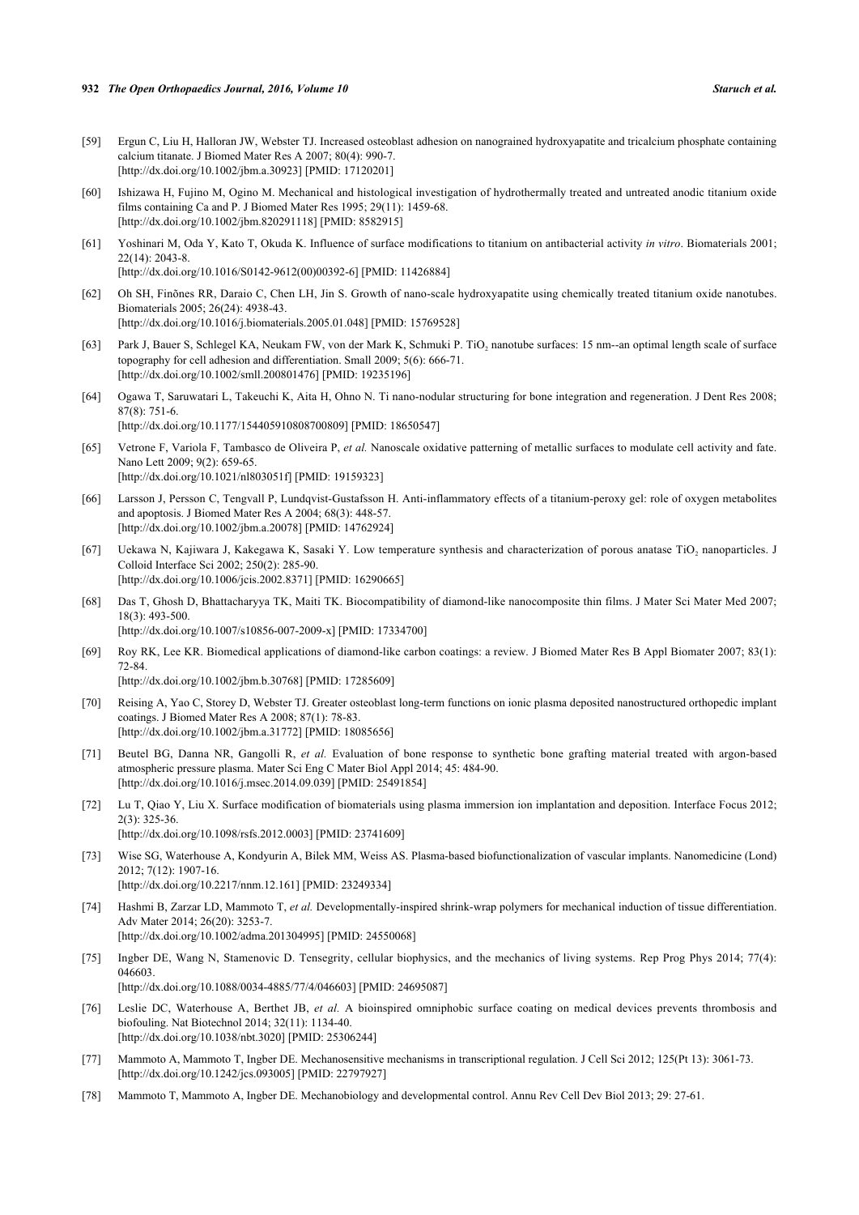[59] Ergun C, Liu H, Halloran JW, Webster TJ. Increased osteoblast adhesion on nanograined hydroxyapatite and tricalcium phosphate containing calcium titanate. J Biomed Mater Res A 2007; 80(4): 990-7.
[http://dx.doi.org/10.1002/jbm.a.30923] [PMID: 17120201]

[60] Ishizawa H, Fujino M, Ogino M. Mechanical and histological investigation of hydrothermally treated and untreated anodic titanium oxide films containing Ca and P. J Biomed Mater Res 1995; 29(11): 1459-68.
[http://dx.doi.org/10.1002/jbm.820291118] [PMID: 8582915]

[61] Yoshinari M, Oda Y, Kato T, Okuda K. Influence of surface modifications to titanium on antibacterial activity *in vitro*. Biomaterials 2001; 22(14): 2043-8.
[http://dx.doi.org/10.1016/S0142-9612(00)00392-6] [PMID: 11426884]

[62] Oh SH, Finõnes RR, Daraio C, Chen LH, Jin S. Growth of nano-scale hydroxyapatite using chemically treated titanium oxide nanotubes. Biomaterials 2005; 26(24): 4938-43.
[http://dx.doi.org/10.1016/j.biomaterials.2005.01.048] [PMID: 15769528]

[63] Park J, Bauer S, Schlegel KA, Neukam FW, von der Mark K, Schmuki P. $TiO_2$ nanotube surfaces: 15 nm--an optimal length scale of surface topography for cell adhesion and differentiation. Small 2009; 5(6): 666-71.
[http://dx.doi.org/10.1002/smll.200801476] [PMID: 19235196]

[64] Ogawa T, Saruwatari L, Takeuchi K, Aita H, Ohno N. Ti nano-nodular structuring for bone integration and regeneration. J Dent Res 2008; 87(8): 751-6.
[http://dx.doi.org/10.1177/154405910808700809] [PMID: 18650547]

[65] Vetrone F, Variola F, Tambasco de Oliveira P, *et al.* Nanoscale oxidative patterning of metallic surfaces to modulate cell activity and fate. Nano Lett 2009; 9(2): 659-65.
[http://dx.doi.org/10.1021/nl803051f] [PMID: 19159323]

[66] Larsson J, Persson C, Tengvall P, Lundqvist-Gustafsson H. Anti-inflammatory effects of a titanium-peroxy gel: role of oxygen metabolites and apoptosis. J Biomed Mater Res A 2004; 68(3): 448-57.
[http://dx.doi.org/10.1002/jbm.a.20078] [PMID: 14762924]

[67] Uekawa N, Kajiwara J, Kakegawa K, Sasaki Y. Low temperature synthesis and characterization of porous anatase $TiO_2$ nanoparticles. J Colloid Interface Sci 2002; 250(2): 285-90.
[http://dx.doi.org/10.1006/jcis.2002.8371] [PMID: 16290665]

[68] Das T, Ghosh D, Bhattacharyya TK, Maiti TK. Biocompatibility of diamond-like nanocomposite thin films. J Mater Sci Mater Med 2007; 18(3): 493-500.
[http://dx.doi.org/10.1007/s10856-007-2009-x] [PMID: 17334700]

[69] Roy RK, Lee KR. Biomedical applications of diamond-like carbon coatings: a review. J Biomed Mater Res B Appl Biomater 2007; 83(1): 72-84.
[http://dx.doi.org/10.1002/jbm.b.30768] [PMID: 17285609]

[70] Reising A, Yao C, Storey D, Webster TJ. Greater osteoblast long-term functions on ionic plasma deposited nanostructured orthopedic implant coatings. J Biomed Mater Res A 2008; 87(1): 78-83.
[http://dx.doi.org/10.1002/jbm.a.31772] [PMID: 18085656]

[71] Beutel BG, Danna NR, Gangolli R, *et al.* Evaluation of bone response to synthetic bone grafting material treated with argon-based atmospheric pressure plasma. Mater Sci Eng C Mater Biol Appl 2014; 45: 484-90.
[http://dx.doi.org/10.1016/j.msec.2014.09.039] [PMID: 25491854]

[72] Lu T, Qiao Y, Liu X. Surface modification of biomaterials using plasma immersion ion implantation and deposition. Interface Focus 2012; 2(3): 325-36.
[http://dx.doi.org/10.1098/rsfs.2012.0003] [PMID: 23741609]

[73] Wise SG, Waterhouse A, Kondyurin A, Bilek MM, Weiss AS. Plasma-based biofunctionalization of vascular implants. Nanomedicine (Lond) 2012; 7(12): 1907-16.
[http://dx.doi.org/10.2217/nnm.12.161] [PMID: 23249334]

[74] Hashmi B, Zarzar LD, Mammoto T, *et al.* Developmentally-inspired shrink-wrap polymers for mechanical induction of tissue differentiation. Adv Mater 2014; 26(20): 3253-7.
[http://dx.doi.org/10.1002/adma.201304995] [PMID: 24550068]

[75] Ingber DE, Wang N, Stamenovic D. Tensegrity, cellular biophysics, and the mechanics of living systems. Rep Prog Phys 2014; 77(4): 046603.
[http://dx.doi.org/10.1088/0034-4885/77/4/046603] [PMID: 24695087]

[76] Leslie DC, Waterhouse A, Berthet JB, *et al.* A bioinspired omniphobic surface coating on medical devices prevents thrombosis and biofouling. Nat Biotechnol 2014; 32(11): 1134-40.
[http://dx.doi.org/10.1038/nbt.3020] [PMID: 25306244]

[77] Mammoto A, Mammoto T, Ingber DE. Mechanosensitive mechanisms in transcriptional regulation. J Cell Sci 2012; 125(Pt 13): 3061-73.
[http://dx.doi.org/10.1242/jcs.093005] [PMID: 22797927]

[78] Mammoto T, Mammoto A, Ingber DE. Mechanobiology and developmental control. Annu Rev Cell Dev Biol 2013; 29: 27-61.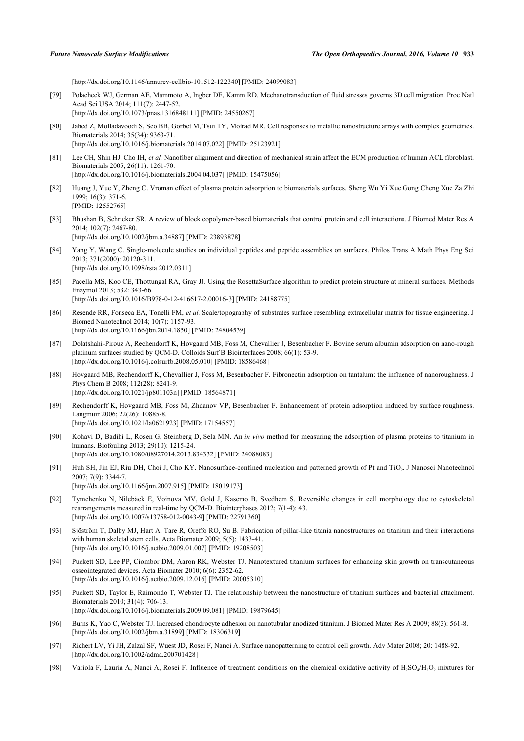[http://dx.doi.org/10.1146/annurev-cellbio-101512-122340] [PMID: 24099083]

[79] Polacheck WJ, German AE, Mammoto A, Ingber DE, Kamm RD. Mechanotransduction of fluid stresses governs 3D cell migration. Proc Natl Acad Sci USA 2014; 111(7): 2447-52.
[http://dx.doi.org/10.1073/pnas.1316848111] [PMID: 24550267]

[80] Jahed Z, Molladavoodi S, Seo BB, Gorbet M, Tsui TY, Mofrad MR. Cell responses to metallic nanostructure arrays with complex geometries. Biomaterials 2014; 35(34): 9363-71.
[http://dx.doi.org/10.1016/j.biomaterials.2014.07.022] [PMID: 25123921]

[81] Lee CH, Shin HJ, Cho IH, *et al.* Nanofiber alignment and direction of mechanical strain affect the ECM production of human ACL fibroblast. Biomaterials 2005; 26(11): 1261-70.
[http://dx.doi.org/10.1016/j.biomaterials.2004.04.037] [PMID: 15475056]

[82] Huang J, Yue Y, Zheng C. Vroman effect of plasma protein adsorption to biomaterials surfaces. Sheng Wu Yi Xue Gong Cheng Xue Za Zhi 1999; 16(3): 371-6.
[PMID: 12552765]

[83] Bhushan B, Schricker SR. A review of block copolymer-based biomaterials that control protein and cell interactions. J Biomed Mater Res A 2014; 102(7): 2467-80.
[http://dx.doi.org/10.1002/jbm.a.34887] [PMID: 23893878]

[84] Yang Y, Wang C. Single-molecule studies on individual peptides and peptide assemblies on surfaces. Philos Trans A Math Phys Eng Sci 2013; 371(2000): 20120-311.
[http://dx.doi.org/10.1098/rsta.2012.0311]

[85] Pacella MS, Koo CE, Thottungal RA, Gray JJ. Using the RosettaSurface algorithm to predict protein structure at mineral surfaces. Methods Enzymol 2013; 532: 343-66.
[http://dx.doi.org/10.1016/B978-0-12-416617-2.00016-3] [PMID: 24188775]

[86] Resende RR, Fonseca EA, Tonelli FM, *et al.* Scale/topography of substrates surface resembling extracellular matrix for tissue engineering. J Biomed Nanotechnol 2014; 10(7): 1157-93.
[http://dx.doi.org/10.1166/jbn.2014.1850] [PMID: 24804539]

[87] Dolatshahi-Pirouz A, Rechendorff K, Hovgaard MB, Foss M, Chevallier J, Besenbacher F. Bovine serum albumin adsorption on nano-rough platinum surfaces studied by QCM-D. Colloids Surf B Biointerfaces 2008; 66(1): 53-9.
[http://dx.doi.org/10.1016/j.colsurfb.2008.05.010] [PMID: 18586468]

[88] Hovgaard MB, Rechendorff K, Chevallier J, Foss M, Besenbacher F. Fibronectin adsorption on tantalum: the influence of nanoroughness. J Phys Chem B 2008; 112(28): 8241-9.
[http://dx.doi.org/10.1021/jp801103n] [PMID: 18564871]

[89] Rechendorff K, Hovgaard MB, Foss M, Zhdanov VP, Besenbacher F. Enhancement of protein adsorption induced by surface roughness. Langmuir 2006; 22(26): 10885-8.
[http://dx.doi.org/10.1021/la0621923] [PMID: 17154557]

[90] Kohavi D, Badihi L, Rosen G, Steinberg D, Sela MN. An *in vivo* method for measuring the adsorption of plasma proteins to titanium in humans. Biofouling 2013; 29(10): 1215-24.
[http://dx.doi.org/10.1080/08927014.2013.834332] [PMID: 24088083]

[91] Huh SH, Jin EJ, Riu DH, Choi J, Cho KY. Nanosurface-confined nucleation and patterned growth of Pt and $TiO_2$. J Nanosci Nanotechnol 2007; 7(9): 3344-7.
[http://dx.doi.org/10.1166/jnn.2007.915] [PMID: 18019173]

[92] Tymchenko N, Nilebäck E, Voinova MV, Gold J, Kasemo B, Svedhem S. Reversible changes in cell morphology due to cytoskeletal rearrangements measured in real-time by QCM-D. Biointerphases 2012; 7(1-4): 43.
[http://dx.doi.org/10.1007/s13758-012-0043-9] [PMID: 22791360]

[93] Sjöström T, Dalby MJ, Hart A, Tare R, Oreffo RO, Su B. Fabrication of pillar-like titania nanostructures on titanium and their interactions with human skeletal stem cells. Acta Biomater 2009; 5(5): 1433-41.
[http://dx.doi.org/10.1016/j.actbio.2009.01.007] [PMID: 19208503]

[94] Puckett SD, Lee PP, Ciombor DM, Aaron RK, Webster TJ. Nanotextured titanium surfaces for enhancing skin growth on transcutaneous osseointegrated devices. Acta Biomater 2010; 6(6): 2352-62.
[http://dx.doi.org/10.1016/j.actbio.2009.12.016] [PMID: 20005310]

[95] Puckett SD, Taylor E, Raimondo T, Webster TJ. The relationship between the nanostructure of titanium surfaces and bacterial attachment. Biomaterials 2010; 31(4): 706-13.
[http://dx.doi.org/10.1016/j.biomaterials.2009.09.081] [PMID: 19879645]

[96] Burns K, Yao C, Webster TJ. Increased chondrocyte adhesion on nanotubular anodized titanium. J Biomed Mater Res A 2009; 88(3): 561-8.
[http://dx.doi.org/10.1002/jbm.a.31899] [PMID: 18306319]

[97] Richert LV, Yi JH, Zalzal SF, Wuest JD, Rosei F, Nanci A. Surface nanopatterning to control cell growth. Adv Mater 2008; 20: 1488-92.
[http://dx.doi.org/10.1002/adma.200701428]

[98] Variola F, Lauria A, Nanci A, Rosei F. Influence of treatment conditions on the chemical oxidative activity of $H_2SO_4/H_2O_2$ mixtures for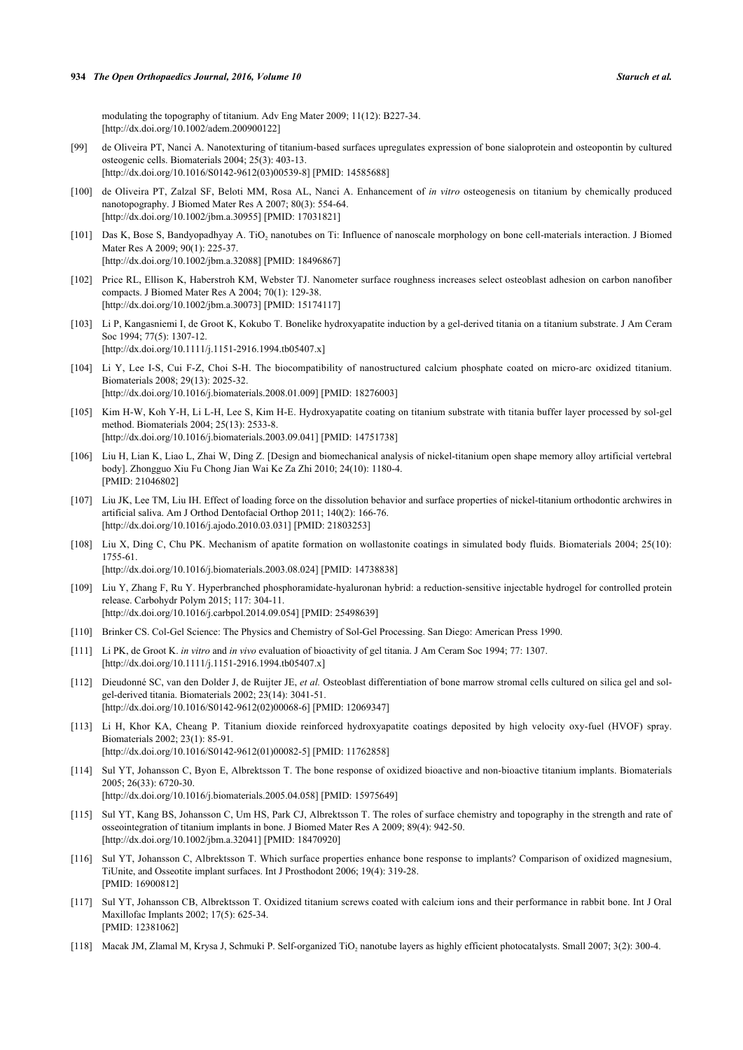modulating the topography of titanium. Adv Eng Mater 2009; 11(12): B227-34.
[http://dx.doi.org/10.1002/adem.200900122]

[99] de Oliveira PT, Nanci A. Nanotexturing of titanium-based surfaces upregulates expression of bone sialoprotein and osteopontin by cultured osteogenic cells. Biomaterials 2004; 25(3): 403-13.
[http://dx.doi.org/10.1016/S0142-9612(03)00539-8] [PMID: 14585688]

[100] de Oliveira PT, Zalzal SF, Beloti MM, Rosa AL, Nanci A. Enhancement of *in vitro* osteogenesis on titanium by chemically produced nanotopography. J Biomed Mater Res A 2007; 80(3): 554-64.
[http://dx.doi.org/10.1002/jbm.a.30955] [PMID: 17031821]

[101] Das K, Bose S, Bandyopadhyay A. $TiO_2$ nanotubes on Ti: Influence of nanoscale morphology on bone cell-materials interaction. J Biomed Mater Res A 2009; 90(1): 225-37.
[http://dx.doi.org/10.1002/jbm.a.32088] [PMID: 18496867]

[102] Price RL, Ellison K, Haberstroh KM, Webster TJ. Nanometer surface roughness increases select osteoblast adhesion on carbon nanofiber compacts. J Biomed Mater Res A 2004; 70(1): 129-38.
[http://dx.doi.org/10.1002/jbm.a.30073] [PMID: 15174117]

[103] Li P, Kangasniemi I, de Groot K, Kokubo T. Bonelike hydroxyapatite induction by a gel-derived titania on a titanium substrate. J Am Ceram Soc 1994; 77(5): 1307-12.
[http://dx.doi.org/10.1111/j.1151-2916.1994.tb05407.x]

[104] Li Y, Lee I-S, Cui F-Z, Choi S-H. The biocompatibility of nanostructured calcium phosphate coated on micro-arc oxidized titanium. Biomaterials 2008; 29(13): 2025-32.
[http://dx.doi.org/10.1016/j.biomaterials.2008.01.009] [PMID: 18276003]

[105] Kim H-W, Koh Y-H, Li L-H, Lee S, Kim H-E. Hydroxyapatite coating on titanium substrate with titania buffer layer processed by sol-gel method. Biomaterials 2004; 25(13): 2533-8.
[http://dx.doi.org/10.1016/j.biomaterials.2003.09.041] [PMID: 14751738]

[106] Liu H, Lian K, Liao L, Zhai W, Ding Z. [Design and biomechanical analysis of nickel-titanium open shape memory alloy artificial vertebral body]. Zhongguo Xiu Fu Chong Jian Wai Ke Za Zhi 2010; 24(10): 1180-4.
[PMID: 21046802]

[107] Liu JK, Lee TM, Liu IH. Effect of loading force on the dissolution behavior and surface properties of nickel-titanium orthodontic archwires in artificial saliva. Am J Orthod Dentofacial Orthop 2011; 140(2): 166-76.
[http://dx.doi.org/10.1016/j.ajodo.2010.03.031] [PMID: 21803253]

[108] Liu X, Ding C, Chu PK. Mechanism of apatite formation on wollastonite coatings in simulated body fluids. Biomaterials 2004; 25(10): 1755-61.
[http://dx.doi.org/10.1016/j.biomaterials.2003.08.024] [PMID: 14738838]

[109] Liu Y, Zhang F, Ru Y. Hyperbranched phosphoramidate-hyaluronan hybrid: a reduction-sensitive injectable hydrogel for controlled protein release. Carbohydr Polym 2015; 117: 304-11.
[http://dx.doi.org/10.1016/j.carbpol.2014.09.054] [PMID: 25498639]

[110] Brinker CS. Col-Gel Science: The Physics and Chemistry of Sol-Gel Processing. San Diego: American Press 1990.

[111] Li PK, de Groot K. *in vitro* and *in vivo* evaluation of bioactivity of gel titania. J Am Ceram Soc 1994; 77: 1307.
[http://dx.doi.org/10.1111/j.1151-2916.1994.tb05407.x]

[112] Dieudonné SC, van den Dolder J, de Ruijter JE, *et al.* Osteoblast differentiation of bone marrow stromal cells cultured on silica gel and sol-gel-derived titania. Biomaterials 2002; 23(14): 3041-51.
[http://dx.doi.org/10.1016/S0142-9612(02)00068-6] [PMID: 12069347]

[113] Li H, Khor KA, Cheang P. Titanium dioxide reinforced hydroxyapatite coatings deposited by high velocity oxy-fuel (HVOF) spray. Biomaterials 2002; 23(1): 85-91.
[http://dx.doi.org/10.1016/S0142-9612(01)00082-5] [PMID: 11762858]

[114] Sul YT, Johansson C, Byon E, Albrektsson T. The bone response of oxidized bioactive and non-bioactive titanium implants. Biomaterials 2005; 26(33): 6720-30.
[http://dx.doi.org/10.1016/j.biomaterials.2005.04.058] [PMID: 15975649]

[115] Sul YT, Kang BS, Johansson C, Um HS, Park CJ, Albrektsson T. The roles of surface chemistry and topography in the strength and rate of osseointegration of titanium implants in bone. J Biomed Mater Res A 2009; 89(4): 942-50.
[http://dx.doi.org/10.1002/jbm.a.32041] [PMID: 18470920]

[116] Sul YT, Johansson C, Albrektsson T. Which surface properties enhance bone response to implants? Comparison of oxidized magnesium, TiUnite, and Osseotite implant surfaces. Int J Prosthodont 2006; 19(4): 319-28.
[PMID: 16900812]

[117] Sul YT, Johansson CB, Albrektsson T. Oxidized titanium screws coated with calcium ions and their performance in rabbit bone. Int J Oral Maxillofac Implants 2002; 17(5): 625-34.
[PMID: 12381062]

[118] Macak JM, Zlamal M, Krysa J, Schmuki P. Self-organized $TiO_2$ nanotube layers as highly efficient photocatalysts. Small 2007; 3(2): 300-4.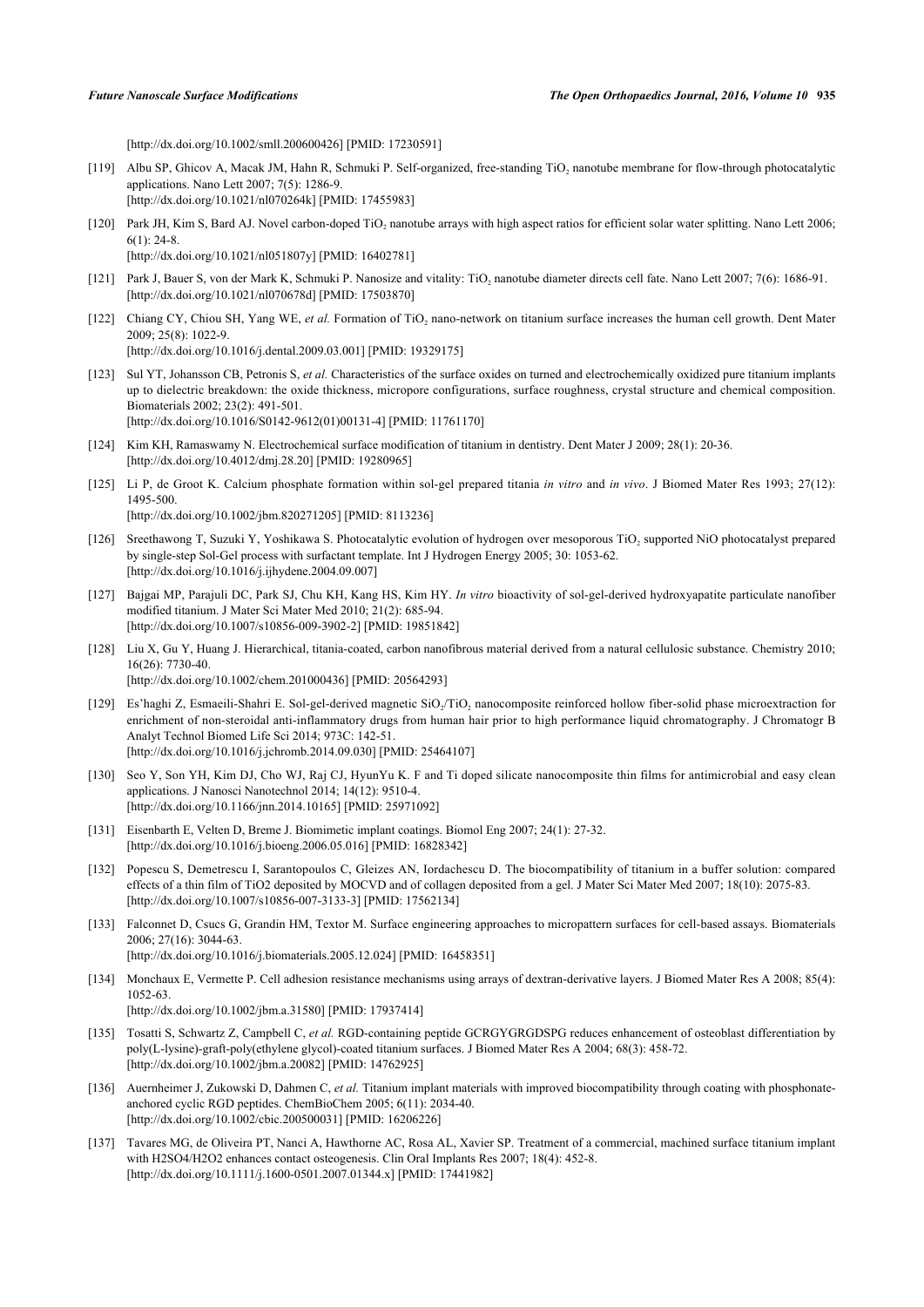[http://dx.doi.org/10.1002/smll.200600426] [PMID: 17230591]

[119] Albu SP, Ghicov A, Macak JM, Hahn R, Schmuki P. Self-organized, free-standing $TiO_2$ nanotube membrane for flow-through photocatalytic applications. Nano Lett 2007; 7(5): 1286-9.
[http://dx.doi.org/10.1021/nl070264k] [PMID: 17455983]

[120] Park JH, Kim S, Bard AJ. Novel carbon-doped $TiO_2$ nanotube arrays with high aspect ratios for efficient solar water splitting. Nano Lett 2006; 6(1): 24-8.
[http://dx.doi.org/10.1021/nl051807y] [PMID: 16402781]

[121] Park J, Bauer S, von der Mark K, Schmuki P. Nanosize and vitality: $TiO_2$ nanotube diameter directs cell fate. Nano Lett 2007; 7(6): 1686-91.
[http://dx.doi.org/10.1021/nl070678d] [PMID: 17503870]

[122] Chiang CY, Chiou SH, Yang WE, *et al.* Formation of $TiO_2$ nano-network on titanium surface increases the human cell growth. Dent Mater 2009; 25(8): 1022-9.
[http://dx.doi.org/10.1016/j.dental.2009.03.001] [PMID: 19329175]

[123] Sul YT, Johansson CB, Petronis S, *et al.* Characteristics of the surface oxides on turned and electrochemically oxidized pure titanium implants up to dielectric breakdown: the oxide thickness, micropore configurations, surface roughness, crystal structure and chemical composition. Biomaterials 2002; 23(2): 491-501.
[http://dx.doi.org/10.1016/S0142-9612(01)00131-4] [PMID: 11761170]

[124] Kim KH, Ramaswamy N. Electrochemical surface modification of titanium in dentistry. Dent Mater J 2009; 28(1): 20-36.
[http://dx.doi.org/10.4012/dmj.28.20] [PMID: 19280965]

[125] Li P, de Groot K. Calcium phosphate formation within sol-gel prepared titania *in vitro* and *in vivo*. J Biomed Mater Res 1993; 27(12): 1495-500.
[http://dx.doi.org/10.1002/jbm.820271205] [PMID: 8113236]

[126] Sreethawong T, Suzuki Y, Yoshikawa S. Photocatalytic evolution of hydrogen over mesoporous $TiO_2$ supported NiO photocatalyst prepared by single-step Sol-Gel process with surfactant template. Int J Hydrogen Energy 2005; 30: 1053-62.
[http://dx.doi.org/10.1016/j.ijhydene.2004.09.007]

[127] Bajgai MP, Parajuli DC, Park SJ, Chu KH, Kang HS, Kim HY. *In vitro* bioactivity of sol-gel-derived hydroxyapatite particulate nanofiber modified titanium. J Mater Sci Mater Med 2010; 21(2): 685-94.
[http://dx.doi.org/10.1007/s10856-009-3902-2] [PMID: 19851842]

[128] Liu X, Gu Y, Huang J. Hierarchical, titania-coated, carbon nanofibrous material derived from a natural cellulosic substance. Chemistry 2010; 16(26): 7730-40.
[http://dx.doi.org/10.1002/chem.201000436] [PMID: 20564293]

[129] Es'haghi Z, Esmaeili-Shahri E. Sol-gel-derived magnetic $SiO_2/TiO_2$ nanocomposite reinforced hollow fiber-solid phase microextraction for enrichment of non-steroidal anti-inflammatory drugs from human hair prior to high performance liquid chromatography. J Chromatogr B Analyt Technol Biomed Life Sci 2014; 973C: 142-51.
[http://dx.doi.org/10.1016/j.jchromb.2014.09.030] [PMID: 25464107]

[130] Seo Y, Son YH, Kim DJ, Cho WJ, Raj CJ, HyunYu K. F and Ti doped silicate nanocomposite thin films for antimicrobial and easy clean applications. J Nanosci Nanotechnol 2014; 14(12): 9510-4.
[http://dx.doi.org/10.1166/jnn.2014.10165] [PMID: 25971092]

[131] Eisenbarth E, Velten D, Breme J. Biomimetic implant coatings. Biomol Eng 2007; 24(1): 27-32.
[http://dx.doi.org/10.1016/j.bioeng.2006.05.016] [PMID: 16828342]

[132] Popescu S, Demetrescu I, Sarantopoulos C, Gleizes AN, Iordachescu D. The biocompatibility of titanium in a buffer solution: compared effects of a thin film of TiO2 deposited by MOCVD and of collagen deposited from a gel. J Mater Sci Mater Med 2007; 18(10): 2075-83.
[http://dx.doi.org/10.1007/s10856-007-3133-3] [PMID: 17562134]

[133] Falconnet D, Csucs G, Grandin HM, Textor M. Surface engineering approaches to micropattern surfaces for cell-based assays. Biomaterials 2006; 27(16): 3044-63.
[http://dx.doi.org/10.1016/j.biomaterials.2005.12.024] [PMID: 16458351]

[134] Monchaux E, Vermette P. Cell adhesion resistance mechanisms using arrays of dextran-derivative layers. J Biomed Mater Res A 2008; 85(4): 1052-63.
[http://dx.doi.org/10.1002/jbm.a.31580] [PMID: 17937414]

[135] Tosatti S, Schwartz Z, Campbell C, *et al.* RGD-containing peptide GCRGYGRGDSPG reduces enhancement of osteoblast differentiation by poly(L-lysine)-graft-poly(ethylene glycol)-coated titanium surfaces. J Biomed Mater Res A 2004; 68(3): 458-72.
[http://dx.doi.org/10.1002/jbm.a.20082] [PMID: 14762925]

[136] Auernheimer J, Zukowski D, Dahmen C, *et al.* Titanium implant materials with improved biocompatibility through coating with phosphonate-anchored cyclic RGD peptides. ChemBioChem 2005; 6(11): 2034-40.
[http://dx.doi.org/10.1002/cbic.200500031] [PMID: 16206226]

[137] Tavares MG, de Oliveira PT, Nanci A, Hawthorne AC, Rosa AL, Xavier SP. Treatment of a commercial, machined surface titanium implant with H2SO4/H2O2 enhances contact osteogenesis. Clin Oral Implants Res 2007; 18(4): 452-8.
[http://dx.doi.org/10.1111/j.1600-0501.2007.01344.x] [PMID: 17441982]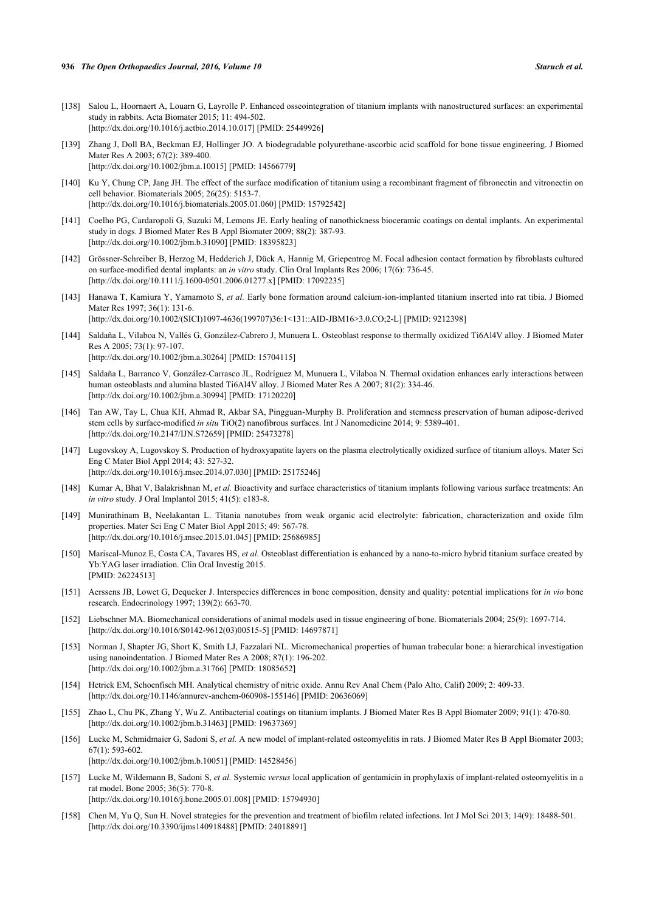[138] Salou L, Hoornaert A, Louarn G, Layrolle P. Enhanced osseointegration of titanium implants with nanostructured surfaces: an experimental study in rabbits. Acta Biomater 2015; 11: 494-502.
[http://dx.doi.org/10.1016/j.actbio.2014.10.017] [PMID: 25449926]

[139] Zhang J, Doll BA, Beckman EJ, Hollinger JO. A biodegradable polyurethane-ascorbic acid scaffold for bone tissue engineering. J Biomed Mater Res A 2003; 67(2): 389-400.
[http://dx.doi.org/10.1002/jbm.a.10015] [PMID: 14566779]

[140] Ku Y, Chung CP, Jang JH. The effect of the surface modification of titanium using a recombinant fragment of fibronectin and vitronectin on cell behavior. Biomaterials 2005; 26(25): 5153-7.
[http://dx.doi.org/10.1016/j.biomaterials.2005.01.060] [PMID: 15792542]

[141] Coelho PG, Cardaropoli G, Suzuki M, Lemons JE. Early healing of nanothickness bioceramic coatings on dental implants. An experimental study in dogs. J Biomed Mater Res B Appl Biomater 2009; 88(2): 387-93.
[http://dx.doi.org/10.1002/jbm.b.31090] [PMID: 18395823]

[142] Grössner-Schreiber B, Herzog M, Hedderich J, Dück A, Hannig M, Griepentrog M. Focal adhesion contact formation by fibroblasts cultured on surface-modified dental implants: an *in vitro* study. Clin Oral Implants Res 2006; 17(6): 736-45.
[http://dx.doi.org/10.1111/j.1600-0501.2006.01277.x] [PMID: 17092235]

[143] Hanawa T, Kamiura Y, Yamamoto S, *et al.* Early bone formation around calcium-ion-implanted titanium inserted into rat tibia. J Biomed Mater Res 1997; 36(1): 131-6.
[http://dx.doi.org/10.1002/(SICI)1097-4636(199707)36:1<131::AID-JBM16>3.0.CO;2-L] [PMID: 9212398]

[144] Saldaña L, Vilaboa N, Vallés G, González-Cabrero J, Munuera L. Osteoblast response to thermally oxidized Ti6Al4V alloy. J Biomed Mater Res A 2005; 73(1): 97-107.
[http://dx.doi.org/10.1002/jbm.a.30264] [PMID: 15704115]

[145] Saldaña L, Barranco V, González-Carrasco JL, Rodríguez M, Munuera L, Vilaboa N. Thermal oxidation enhances early interactions between human osteoblasts and alumina blasted Ti6Al4V alloy. J Biomed Mater Res A 2007; 81(2): 334-46.
[http://dx.doi.org/10.1002/jbm.a.30994] [PMID: 17120220]

[146] Tan AW, Tay L, Chua KH, Ahmad R, Akbar SA, Pingguan-Murphy B. Proliferation and stemness preservation of human adipose-derived stem cells by surface-modified *in situ* TiO(2) nanofibrous surfaces. Int J Nanomedicine 2014; 9: 5389-401.
[http://dx.doi.org/10.2147/IJN.S72659] [PMID: 25473278]

[147] Lugovskoy A, Lugovskoy S. Production of hydroxyapatite layers on the plasma electrolytically oxidized surface of titanium alloys. Mater Sci Eng C Mater Biol Appl 2014; 43: 527-32.
[http://dx.doi.org/10.1016/j.msec.2014.07.030] [PMID: 25175246]

[148] Kumar A, Bhat V, Balakrishnan M, *et al.* Bioactivity and surface characteristics of titanium implants following various surface treatments: An *in vitro* study. J Oral Implantol 2015; 41(5): e183-8.

[149] Munirathinam B, Neelakantan L. Titania nanotubes from weak organic acid electrolyte: fabrication, characterization and oxide film properties. Mater Sci Eng C Mater Biol Appl 2015; 49: 567-78.
[http://dx.doi.org/10.1016/j.msec.2015.01.045] [PMID: 25686985]

[150] Mariscal-Munoz E, Costa CA, Tavares HS, *et al.* Osteoblast differentiation is enhanced by a nano-to-micro hybrid titanium surface created by Yb:YAG laser irradiation. Clin Oral Investig 2015.
[PMID: 26224513]

[151] Aerssens JB, Lowet G, Dequeker J. Interspecies differences in bone composition, density and quality: potential implications for *in vio* bone research. Endocrinology 1997; 139(2): 663-70.

[152] Liebschner MA. Biomechanical considerations of animal models used in tissue engineering of bone. Biomaterials 2004; 25(9): 1697-714.
[http://dx.doi.org/10.1016/S0142-9612(03)00515-5] [PMID: 14697871]

[153] Norman J, Shapter JG, Short K, Smith LJ, Fazzalari NL. Micromechanical properties of human trabecular bone: a hierarchical investigation using nanoindentation. J Biomed Mater Res A 2008; 87(1): 196-202.
[http://dx.doi.org/10.1002/jbm.a.31766] [PMID: 18085652]

[154] Hetrick EM, Schoenfisch MH. Analytical chemistry of nitric oxide. Annu Rev Anal Chem (Palo Alto, Calif) 2009; 2: 409-33.
[http://dx.doi.org/10.1146/annurev-anchem-060908-155146] [PMID: 20636069]

[155] Zhao L, Chu PK, Zhang Y, Wu Z. Antibacterial coatings on titanium implants. J Biomed Mater Res B Appl Biomater 2009; 91(1): 470-80.
[http://dx.doi.org/10.1002/jbm.b.31463] [PMID: 19637369]

[156] Lucke M, Schmidmaier G, Sadoni S, *et al.* A new model of implant-related osteomyelitis in rats. J Biomed Mater Res B Appl Biomater 2003; 67(1): 593-602.
[http://dx.doi.org/10.1002/jbm.b.10051] [PMID: 14528456]

[157] Lucke M, Wildemann B, Sadoni S, *et al.* Systemic *versus* local application of gentamicin in prophylaxis of implant-related osteomyelitis in a rat model. Bone 2005; 36(5): 770-8.
[http://dx.doi.org/10.1016/j.bone.2005.01.008] [PMID: 15794930]

[158] Chen M, Yu Q, Sun H. Novel strategies for the prevention and treatment of biofilm related infections. Int J Mol Sci 2013; 14(9): 18488-501.
[http://dx.doi.org/10.3390/ijms140918488] [PMID: 24018891]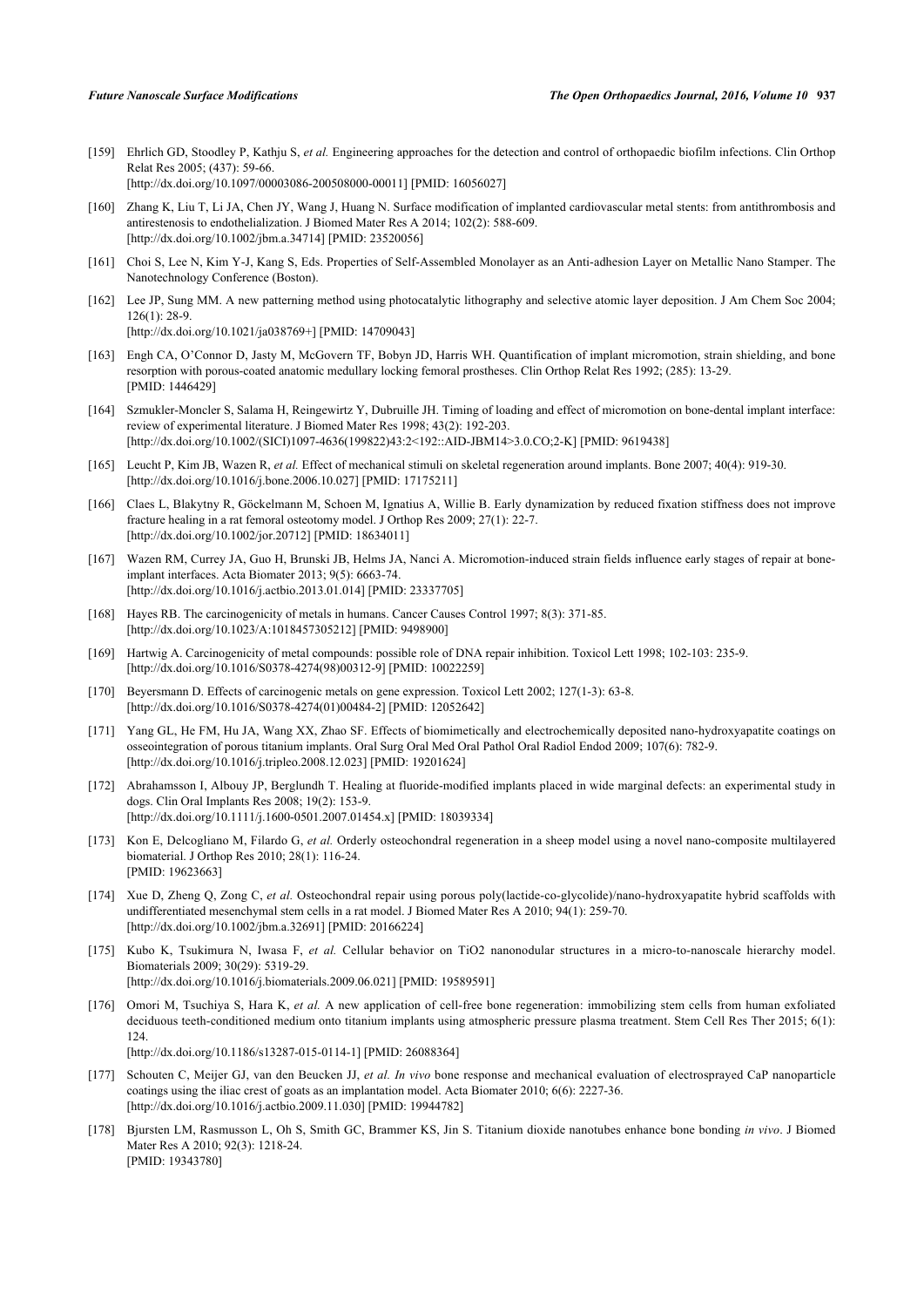[159] Ehrlich GD, Stoodley P, Kathju S, *et al.* Engineering approaches for the detection and control of orthopaedic biofilm infections. Clin Orthop Relat Res 2005; (437): 59-66.
[http://dx.doi.org/10.1097/00003086-200508000-00011] [PMID: 16056027]

[160] Zhang K, Liu T, Li JA, Chen JY, Wang J, Huang N. Surface modification of implanted cardiovascular metal stents: from antithrombosis and antirestenosis to endothelialization. J Biomed Mater Res A 2014; 102(2): 588-609.
[http://dx.doi.org/10.1002/jbm.a.34714] [PMID: 23520056]

[161] Choi S, Lee N, Kim Y-J, Kang S, Eds. Properties of Self-Assembled Monolayer as an Anti-adhesion Layer on Metallic Nano Stamper. The Nanotechnology Conference (Boston).

[162] Lee JP, Sung MM. A new patterning method using photocatalytic lithography and selective atomic layer deposition. J Am Chem Soc 2004; 126(1): 28-9.
[http://dx.doi.org/10.1021/ja038769+] [PMID: 14709043]

[163] Engh CA, O'Connor D, Jasty M, McGovern TF, Bobyn JD, Harris WH. Quantification of implant micromotion, strain shielding, and bone resorption with porous-coated anatomic medullary locking femoral prostheses. Clin Orthop Relat Res 1992; (285): 13-29.
[PMID: 1446429]

[164] Szmukler-Moncler S, Salama H, Reingewirtz Y, Dubruille JH. Timing of loading and effect of micromotion on bone-dental implant interface: review of experimental literature. J Biomed Mater Res 1998; 43(2): 192-203.
[http://dx.doi.org/10.1002/(SICI)1097-4636(199822)43:2<192::AID-JBM14>3.0.CO;2-K] [PMID: 9619438]

[165] Leucht P, Kim JB, Wazen R, *et al.* Effect of mechanical stimuli on skeletal regeneration around implants. Bone 2007; 40(4): 919-30.
[http://dx.doi.org/10.1016/j.bone.2006.10.027] [PMID: 17175211]

[166] Claes L, Blakytny R, Göckelmann M, Schoen M, Ignatius A, Willie B. Early dynamization by reduced fixation stiffness does not improve fracture healing in a rat femoral osteotomy model. J Orthop Res 2009; 27(1): 22-7.
[http://dx.doi.org/10.1002/jor.20712] [PMID: 18634011]

[167] Wazen RM, Currey JA, Guo H, Brunski JB, Helms JA, Nanci A. Micromotion-induced strain fields influence early stages of repair at bone-implant interfaces. Acta Biomater 2013; 9(5): 6663-74.
[http://dx.doi.org/10.1016/j.actbio.2013.01.014] [PMID: 23337705]

[168] Hayes RB. The carcinogenicity of metals in humans. Cancer Causes Control 1997; 8(3): 371-85.
[http://dx.doi.org/10.1023/A:1018457305212] [PMID: 9498900]

[169] Hartwig A. Carcinogenicity of metal compounds: possible role of DNA repair inhibition. Toxicol Lett 1998; 102-103: 235-9.
[http://dx.doi.org/10.1016/S0378-4274(98)00312-9] [PMID: 10022259]

[170] Beyersmann D. Effects of carcinogenic metals on gene expression. Toxicol Lett 2002; 127(1-3): 63-8.
[http://dx.doi.org/10.1016/S0378-4274(01)00484-2] [PMID: 12052642]

[171] Yang GL, He FM, Hu JA, Wang XX, Zhao SF. Effects of biomimetically and electrochemically deposited nano-hydroxyapatite coatings on osseointegration of porous titanium implants. Oral Surg Oral Med Oral Pathol Oral Radiol Endod 2009; 107(6): 782-9.
[http://dx.doi.org/10.1016/j.tripleo.2008.12.023] [PMID: 19201624]

[172] Abrahamsson I, Albouy JP, Berglundh T. Healing at fluoride-modified implants placed in wide marginal defects: an experimental study in dogs. Clin Oral Implants Res 2008; 19(2): 153-9.
[http://dx.doi.org/10.1111/j.1600-0501.2007.01454.x] [PMID: 18039334]

[173] Kon E, Delcogliano M, Filardo G, *et al.* Orderly osteochondral regeneration in a sheep model using a novel nano-composite multilayered biomaterial. J Orthop Res 2010; 28(1): 116-24.
[PMID: 19623663]

[174] Xue D, Zheng Q, Zong C, *et al.* Osteochondral repair using porous poly(lactide-co-glycolide)/nano-hydroxyapatite hybrid scaffolds with undifferentiated mesenchymal stem cells in a rat model. J Biomed Mater Res A 2010; 94(1): 259-70.
[http://dx.doi.org/10.1002/jbm.a.32691] [PMID: 20166224]

[175] Kubo K, Tsukimura N, Iwasa F, *et al.* Cellular behavior on TiO2 nanonodular structures in a micro-to-nanoscale hierarchy model. Biomaterials 2009; 30(29): 5319-29.
[http://dx.doi.org/10.1016/j.biomaterials.2009.06.021] [PMID: 19589591]

[176] Omori M, Tsuchiya S, Hara K, *et al.* A new application of cell-free bone regeneration: immobilizing stem cells from human exfoliated deciduous teeth-conditioned medium onto titanium implants using atmospheric pressure plasma treatment. Stem Cell Res Ther 2015; 6(1): 124.
[http://dx.doi.org/10.1186/s13287-015-0114-1] [PMID: 26088364]

[177] Schouten C, Meijer GJ, van den Beucken JJ, *et al. In vivo* bone response and mechanical evaluation of electrosprayed CaP nanoparticle coatings using the iliac crest of goats as an implantation model. Acta Biomater 2010; 6(6): 2227-36.
[http://dx.doi.org/10.1016/j.actbio.2009.11.030] [PMID: 19944782]

[178] Bjursten LM, Rasmusson L, Oh S, Smith GC, Brammer KS, Jin S. Titanium dioxide nanotubes enhance bone bonding *in vivo*. J Biomed Mater Res A 2010; 92(3): 1218-24.
[PMID: 19343780]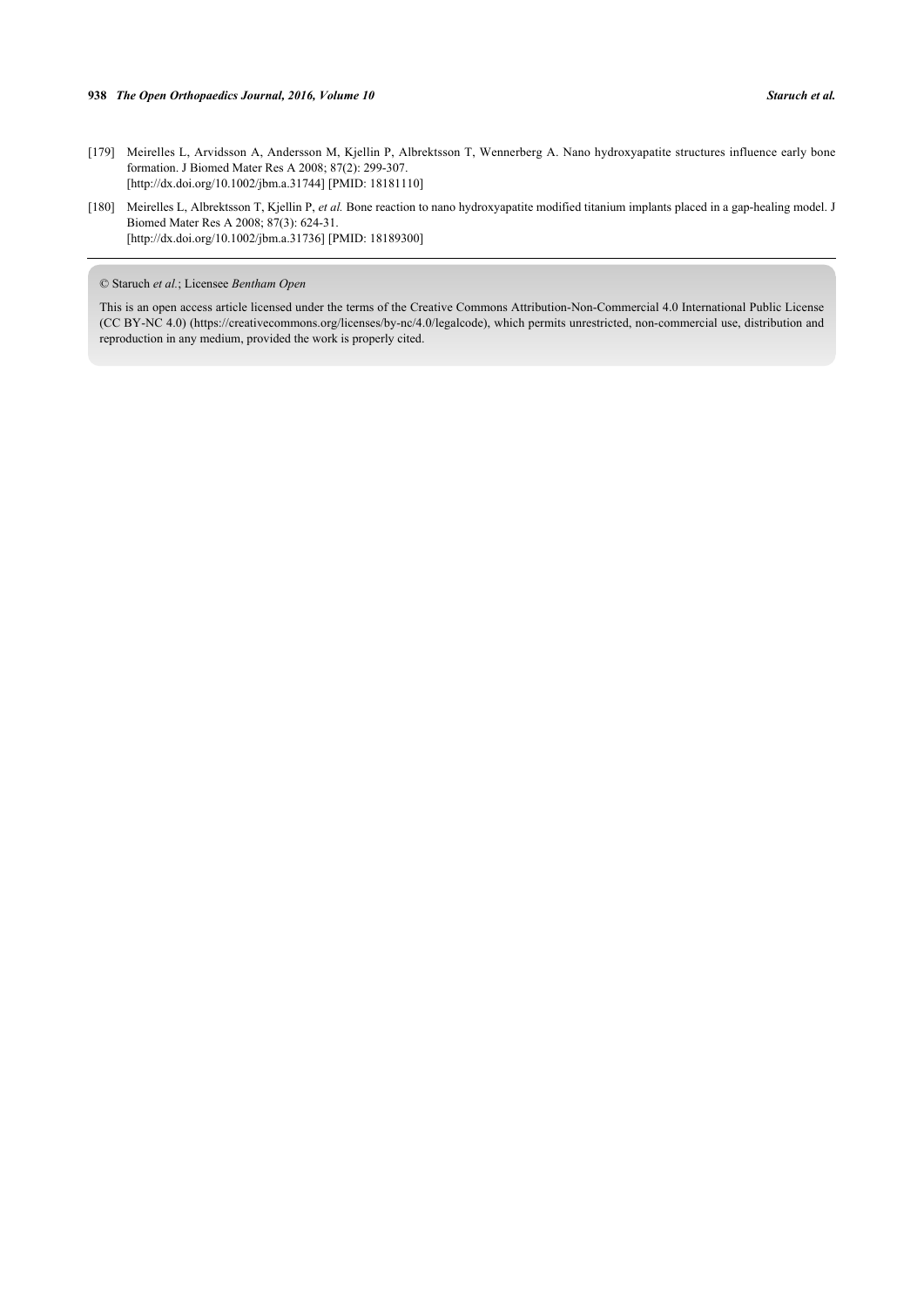[179] Meirelles L, Arvidsson A, Andersson M, Kjellin P, Albrektsson T, Wennerberg A. Nano hydroxyapatite structures influence early bone formation. J Biomed Mater Res A 2008; 87(2): 299-307. [http://dx.doi.org/10.1002/jbm.a.31744] [PMID: 18181110]

[180] Meirelles L, Albrektsson T, Kjellin P, *et al.* Bone reaction to nano hydroxyapatite modified titanium implants placed in a gap-healing model. J Biomed Mater Res A 2008; 87(3): 624-31. [http://dx.doi.org/10.1002/jbm.a.31736] [PMID: 18189300]

---

© Staruch *et al.*; Licensee *Bentham Open*

This is an open access article licensed under the terms of the Creative Commons Attribution-Non-Commercial 4.0 International Public License (CC BY-NC 4.0) (https://creativecommons.org/licenses/by-nc/4.0/legalcode), which permits unrestricted, non-commercial use, distribution and reproduction in any medium, provided the work is properly cited.